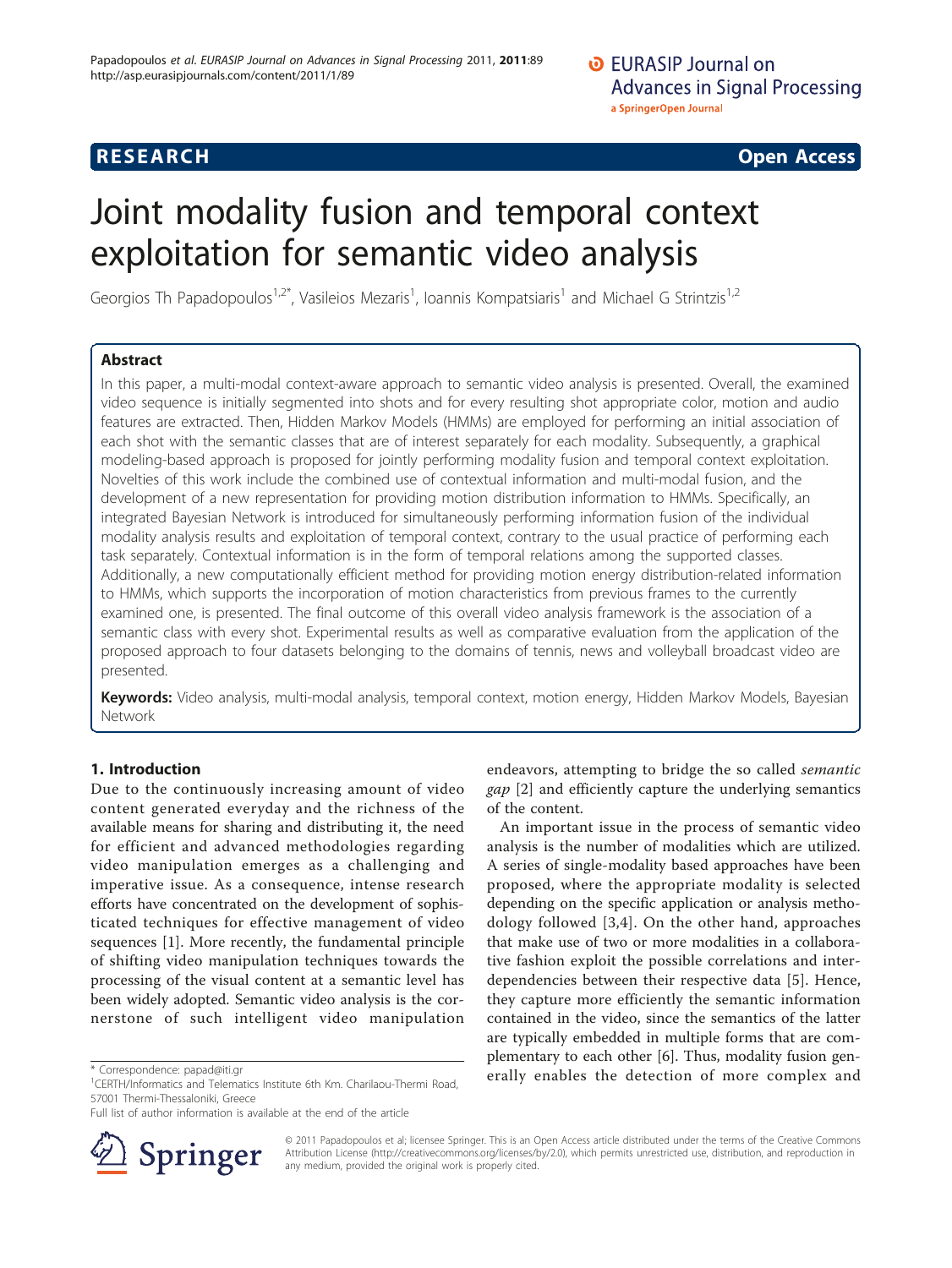**RESEARCH** **Open Access**

# Joint modality fusion and temporal context exploitation for semantic video analysis

Georgios Th Papadopoulos[1,2*], Vasileios Mezaris[1], Ioannis Kompatsiaris[1] and Michael G Strintzis[1,2]

## Abstract

In this paper, a multi-modal context-aware approach to semantic video analysis is presented. Overall, the examined video sequence is initially segmented into shots and for every resulting shot appropriate color, motion and audio features are extracted. Then, Hidden Markov Models (HMMs) are employed for performing an initial association of each shot with the semantic classes that are of interest separately for each modality. Subsequently, a graphical modeling-based approach is proposed for jointly performing modality fusion and temporal context exploitation. Novelties of this work include the combined use of contextual information and multi-modal fusion, and the development of a new representation for providing motion distribution information to HMMs. Specifically, an integrated Bayesian Network is introduced for simultaneously performing information fusion of the individual modality analysis results and exploitation of temporal context, contrary to the usual practice of performing each task separately. Contextual information is in the form of temporal relations among the supported classes. Additionally, a new computationally efficient method for providing motion energy distribution-related information to HMMs, which supports the incorporation of motion characteristics from previous frames to the currently examined one, is presented. The final outcome of this overall video analysis framework is the association of a semantic class with every shot. Experimental results as well as comparative evaluation from the application of the proposed approach to four datasets belonging to the domains of tennis, news and volleyball broadcast video are presented.

**Keywords:** Video analysis, multi-modal analysis, temporal context, motion energy, Hidden Markov Models, Bayesian Network

## 1. Introduction

Due to the continuously increasing amount of video content generated everyday and the richness of the available means for sharing and distributing it, the need for efficient and advanced methodologies regarding video manipulation emerges as a challenging and imperative issue. As a consequence, intense research efforts have concentrated on the development of sophisticated techniques for effective management of video sequences [1]. More recently, the fundamental principle of shifting video manipulation techniques towards the processing of the visual content at a semantic level has been widely adopted. Semantic video analysis is the cornerstone of such intelligent video manipulation endeavors, attempting to bridge the so called *semantic gap* [2] and efficiently capture the underlying semantics of the content.

An important issue in the process of semantic video analysis is the number of modalities which are utilized. A series of single-modality based approaches have been proposed, where the appropriate modality is selected depending on the specific application or analysis methodology followed [3,4]. On the other hand, approaches that make use of two or more modalities in a collaborative fashion exploit the possible correlations and interdependencies between their respective data [5]. Hence, they capture more efficiently the semantic information contained in the video, since the semantics of the latter are typically embedded in multiple forms that are complementary to each other [6]. Thus, modality fusion generally enables the detection of more complex and

\* Correspondence: papad@iti.gr
[1]CERTH/Informatics and Telematics Institute 6th Km. Charilaou-Thermi Road, 57001 Thermi-Thessaloniki, Greece
Full list of author information is available at the end of the article

© 2011 Papadopoulos et al; licensee Springer. This is an Open Access article distributed under the terms of the Creative Commons Attribution License (http://creativecommons.org/licenses/by/2.0), which permits unrestricted use, distribution, and reproduction in any medium, provided the original work is properly cited.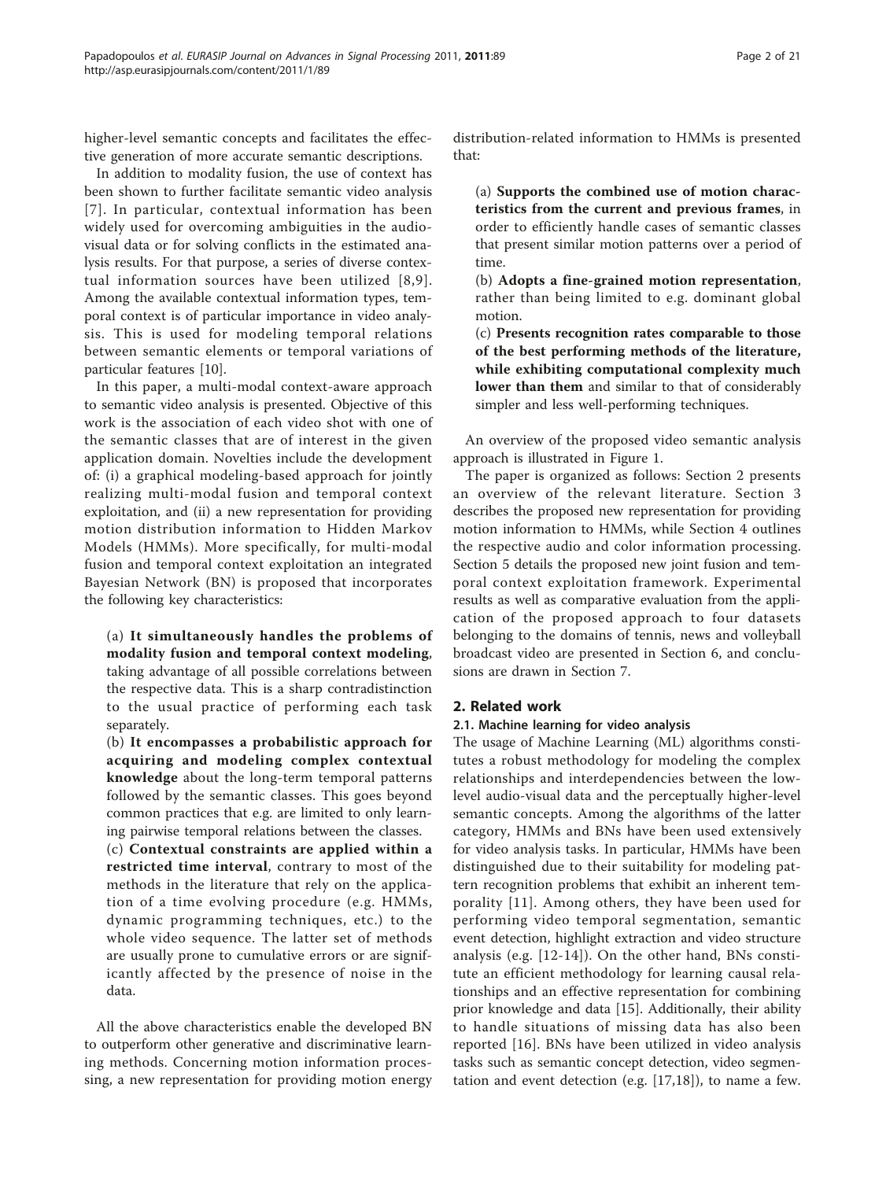higher-level semantic concepts and facilitates the effective generation of more accurate semantic descriptions.

In addition to modality fusion, the use of context has been shown to further facilitate semantic video analysis [7]. In particular, contextual information has been widely used for overcoming ambiguities in the audio-visual data or for solving conflicts in the estimated analysis results. For that purpose, a series of diverse contextual information sources have been utilized [8,9]. Among the available contextual information types, temporal context is of particular importance in video analysis. This is used for modeling temporal relations between semantic elements or temporal variations of particular features [10].

In this paper, a multi-modal context-aware approach to semantic video analysis is presented. Objective of this work is the association of each video shot with one of the semantic classes that are of interest in the given application domain. Novelties include the development of: (i) a graphical modeling-based approach for jointly realizing multi-modal fusion and temporal context exploitation, and (ii) a new representation for providing motion distribution information to Hidden Markov Models (HMMs). More specifically, for multi-modal fusion and temporal context exploitation an integrated Bayesian Network (BN) is proposed that incorporates the following key characteristics:

(a) **It simultaneously handles the problems of modality fusion and temporal context modeling**, taking advantage of all possible correlations between the respective data. This is a sharp contradistinction to the usual practice of performing each task separately.

(b) **It encompasses a probabilistic approach for acquiring and modeling complex contextual knowledge** about the long-term temporal patterns followed by the semantic classes. This goes beyond common practices that e.g. are limited to only learning pairwise temporal relations between the classes.

(c) **Contextual constraints are applied within a restricted time interval**, contrary to most of the methods in the literature that rely on the application of a time evolving procedure (e.g. HMMs, dynamic programming techniques, etc.) to the whole video sequence. The latter set of methods are usually prone to cumulative errors or are significantly affected by the presence of noise in the data.

All the above characteristics enable the developed BN to outperform other generative and discriminative learning methods. Concerning motion information processing, a new representation for providing motion energy distribution-related information to HMMs is presented that:

(a) **Supports the combined use of motion characteristics from the current and previous frames**, in order to efficiently handle cases of semantic classes that present similar motion patterns over a period of time.

(b) **Adopts a fine-grained motion representation**, rather than being limited to e.g. dominant global motion.

(c) **Presents recognition rates comparable to those of the best performing methods of the literature, while exhibiting computational complexity much lower than them** and similar to that of considerably simpler and less well-performing techniques.

An overview of the proposed video semantic analysis approach is illustrated in Figure 1.

The paper is organized as follows: Section 2 presents an overview of the relevant literature. Section 3 describes the proposed new representation for providing motion information to HMMs, while Section 4 outlines the respective audio and color information processing. Section 5 details the proposed new joint fusion and temporal context exploitation framework. Experimental results as well as comparative evaluation from the application of the proposed approach to four datasets belonging to the domains of tennis, news and volleyball broadcast video are presented in Section 6, and conclusions are drawn in Section 7.

## 2. Related work

### 2.1. Machine learning for video analysis

The usage of Machine Learning (ML) algorithms constitutes a robust methodology for modeling the complex relationships and interdependencies between the low-level audio-visual data and the perceptually higher-level semantic concepts. Among the algorithms of the latter category, HMMs and BNs have been used extensively for video analysis tasks. In particular, HMMs have been distinguished due to their suitability for modeling pattern recognition problems that exhibit an inherent temporality [11]. Among others, they have been used for performing video temporal segmentation, semantic event detection, highlight extraction and video structure analysis (e.g. [12-14]). On the other hand, BNs constitute an efficient methodology for learning causal relationships and an effective representation for combining prior knowledge and data [15]. Additionally, their ability to handle situations of missing data has also been reported [16]. BNs have been utilized in video analysis tasks such as semantic concept detection, video segmentation and event detection (e.g. [17,18]), to name a few.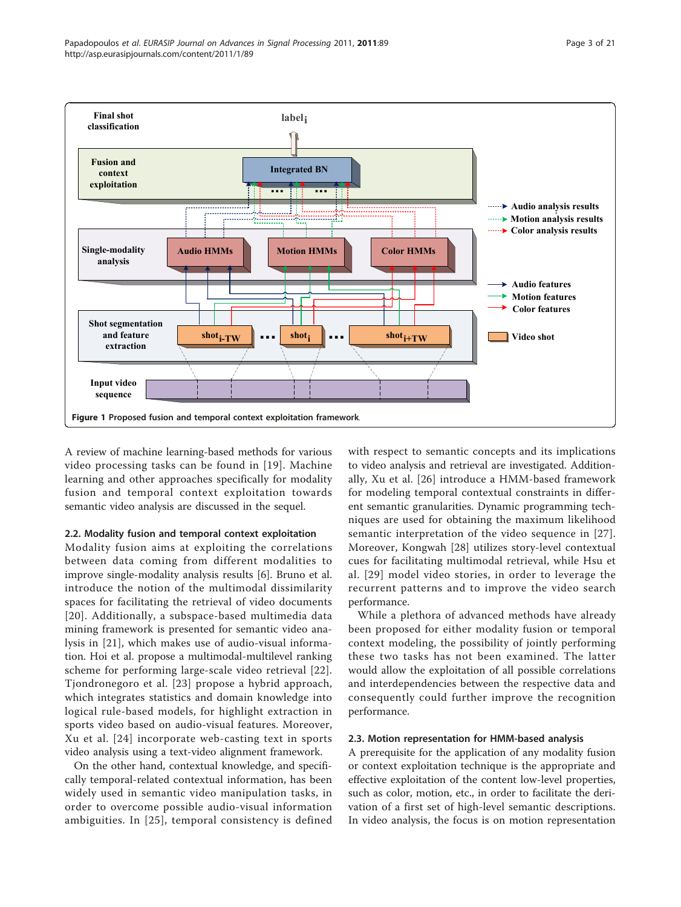Figure 1 Proposed fusion and temporal context exploitation framework.

A review of machine learning-based methods for various video processing tasks can be found in [19]. Machine learning and other approaches specifically for modality fusion and temporal context exploitation towards semantic video analysis are discussed in the sequel.

### 2.2. Modality fusion and temporal context exploitation

Modality fusion aims at exploiting the correlations between data coming from different modalities to improve single-modality analysis results [6]. Bruno et al. introduce the notion of the multimodal dissimilarity spaces for facilitating the retrieval of video documents [20]. Additionally, a subspace-based multimedia data mining framework is presented for semantic video analysis in [21], which makes use of audio-visual information. Hoi et al. propose a multimodal-multilevel ranking scheme for performing large-scale video retrieval [22]. Tjondronegoro et al. [23] propose a hybrid approach, which integrates statistics and domain knowledge into logical rule-based models, for highlight extraction in sports video based on audio-visual features. Moreover, Xu et al. [24] incorporate web-casting text in sports video analysis using a text-video alignment framework.

On the other hand, contextual knowledge, and specifically temporal-related contextual information, has been widely used in semantic video manipulation tasks, in order to overcome possible audio-visual information ambiguities. In [25], temporal consistency is defined with respect to semantic concepts and its implications to video analysis and retrieval are investigated. Additionally, Xu et al. [26] introduce a HMM-based framework for modeling temporal contextual constraints in different semantic granularities. Dynamic programming techniques are used for obtaining the maximum likelihood semantic interpretation of the video sequence in [27]. Moreover, Kongwah [28] utilizes story-level contextual cues for facilitating multimodal retrieval, while Hsu et al. [29] model video stories, in order to leverage the recurrent patterns and to improve the video search performance.

While a plethora of advanced methods have already been proposed for either modality fusion or temporal context modeling, the possibility of jointly performing these two tasks has not been examined. The latter would allow the exploitation of all possible correlations and interdependencies between the respective data and consequently could further improve the recognition performance.

### 2.3. Motion representation for HMM-based analysis

A prerequisite for the application of any modality fusion or context exploitation technique is the appropriate and effective exploitation of the content low-level properties, such as color, motion, etc., in order to facilitate the derivation of a first set of high-level semantic descriptions. In video analysis, the focus is on motion representation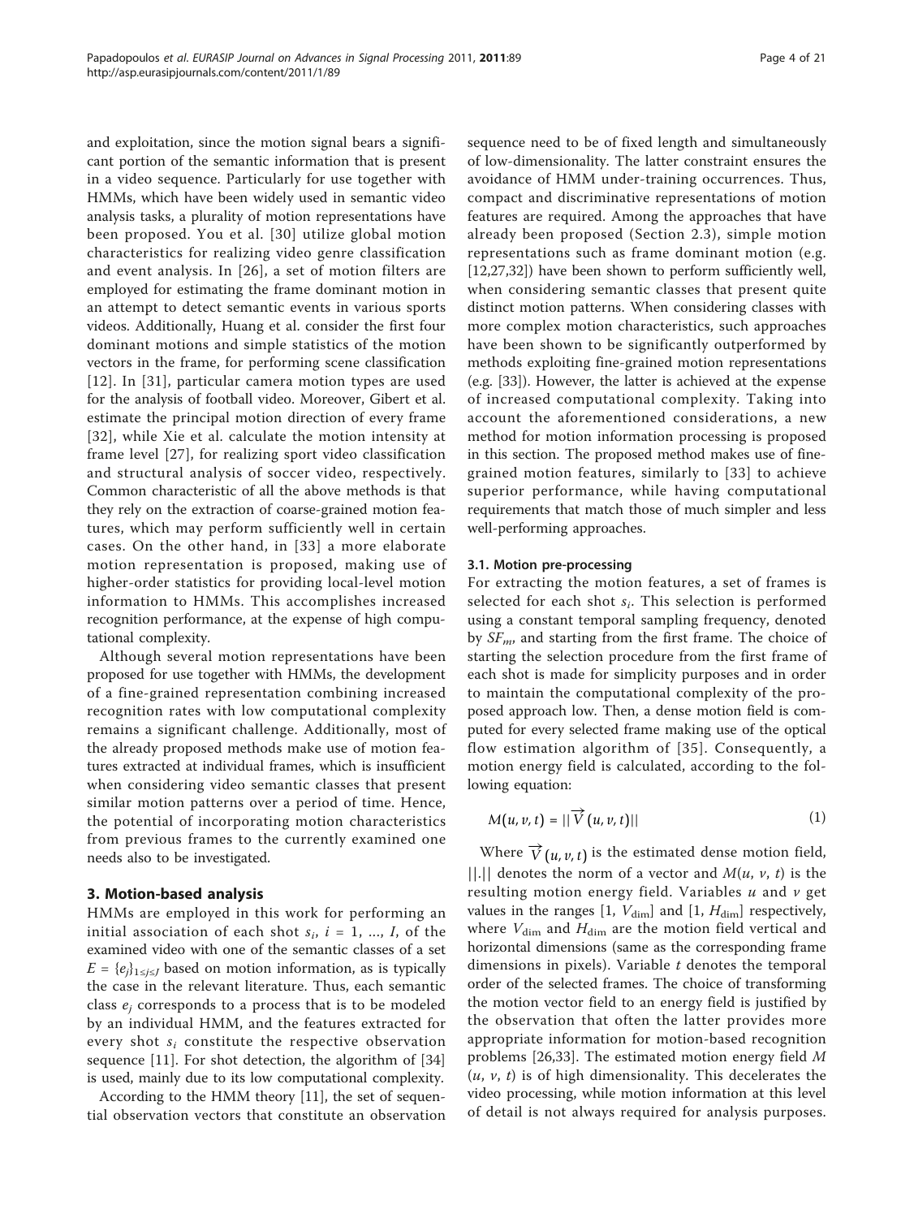and exploitation, since the motion signal bears a significant portion of the semantic information that is present in a video sequence. Particularly for use together with HMMs, which have been widely used in semantic video analysis tasks, a plurality of motion representations have been proposed. You et al. [30] utilize global motion characteristics for realizing video genre classification and event analysis. In [26], a set of motion filters are employed for estimating the frame dominant motion in an attempt to detect semantic events in various sports videos. Additionally, Huang et al. consider the first four dominant motions and simple statistics of the motion vectors in the frame, for performing scene classification [12]. In [31], particular camera motion types are used for the analysis of football video. Moreover, Gibert et al. estimate the principal motion direction of every frame [32], while Xie et al. calculate the motion intensity at frame level [27], for realizing sport video classification and structural analysis of soccer video, respectively. Common characteristic of all the above methods is that they rely on the extraction of coarse-grained motion features, which may perform sufficiently well in certain cases. On the other hand, in [33] a more elaborate motion representation is proposed, making use of higher-order statistics for providing local-level motion information to HMMs. This accomplishes increased recognition performance, at the expense of high computational complexity.

Although several motion representations have been proposed for use together with HMMs, the development of a fine-grained representation combining increased recognition rates with low computational complexity remains a significant challenge. Additionally, most of the already proposed methods make use of motion features extracted at individual frames, which is insufficient when considering video semantic classes that present similar motion patterns over a period of time. Hence, the potential of incorporating motion characteristics from previous frames to the currently examined one needs also to be investigated.

## 3. Motion-based analysis

HMMs are employed in this work for performing an initial association of each shot $s_i$, $i = 1, \ldots, I$, of the examined video with one of the semantic classes of a set $E = \{e_j\}_{1 \leq j \leq J}$ based on motion information, as is typically the case in the relevant literature. Thus, each semantic class $e_j$ corresponds to a process that is to be modeled by an individual HMM, and the features extracted for every shot $s_i$ constitute the respective observation sequence [11]. For shot detection, the algorithm of [34] is used, mainly due to its low computational complexity.

According to the HMM theory [11], the set of sequential observation vectors that constitute an observation sequence need to be of fixed length and simultaneously of low-dimensionality. The latter constraint ensures the avoidance of HMM under-training occurrences. Thus, compact and discriminative representations of motion features are required. Among the approaches that have already been proposed (Section 2.3), simple motion representations such as frame dominant motion (e.g. [12,27,32]) have been shown to perform sufficiently well, when considering semantic classes that present quite distinct motion patterns. When considering classes with more complex motion characteristics, such approaches have been shown to be significantly outperformed by methods exploiting fine-grained motion representations (e.g. [33]). However, the latter is achieved at the expense of increased computational complexity. Taking into account the aforementioned considerations, a new method for motion information processing is proposed in this section. The proposed method makes use of fine-grained motion features, similarly to [33] to achieve superior performance, while having computational requirements that match those of much simpler and less well-performing approaches.

### 3.1. Motion pre-processing

For extracting the motion features, a set of frames is selected for each shot $s_i$. This selection is performed using a constant temporal sampling frequency, denoted by $SF_m$, and starting from the first frame. The choice of starting the selection procedure from the first frame of each shot is made for simplicity purposes and in order to maintain the computational complexity of the proposed approach low. Then, a dense motion field is computed for every selected frame making use of the optical flow estimation algorithm of [35]. Consequently, a motion energy field is calculated, according to the following equation:

$$M(u, v, t) = ||\overrightarrow{V}(u, v, t)|| \tag{1}$$

Where $\overrightarrow{V}(u, v, t)$ is the estimated dense motion field, $||.||$ denotes the norm of a vector and $M(u, v, t)$ is the resulting motion energy field. Variables $u$ and $v$ get values in the ranges $[1, V_{\text{dim}}]$ and $[1, H_{\text{dim}}]$ respectively, where $V_{\text{dim}}$ and $H_{\text{dim}}$ are the motion field vertical and horizontal dimensions (same as the corresponding frame dimensions in pixels). Variable $t$ denotes the temporal order of the selected frames. The choice of transforming the motion vector field to an energy field is justified by the observation that often the latter provides more appropriate information for motion-based recognition problems [26,33]. The estimated motion energy field $M(u, v, t)$ is of high dimensionality. This decelerates the video processing, while motion information at this level of detail is not always required for analysis purposes.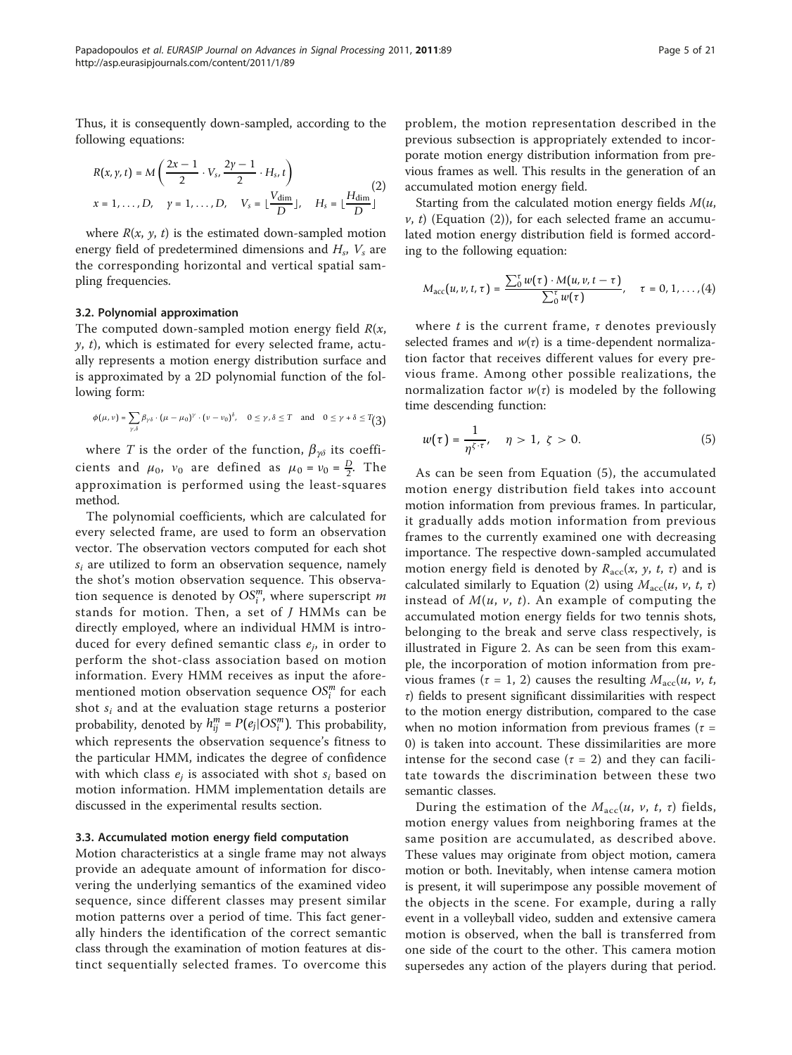Thus, it is consequently down-sampled, according to the following equations:

$$R(x, y, t) = M\left(\frac{2x-1}{2} \cdot V_s, \frac{2y-1}{2} \cdot H_s, t\right)$$
$$x = 1, \ldots, D, \quad y = 1, \ldots, D, \quad V_s = \lfloor \frac{V_{\text{dim}}}{D} \rfloor, \quad H_s = \lfloor \frac{H_{\text{dim}}}{D} \rfloor \tag{2}$$

where $R(x, y, t)$ is the estimated down-sampled motion energy field of predetermined dimensions and $H_s$, $V_s$ are the corresponding horizontal and vertical spatial sampling frequencies.

### 3.2. Polynomial approximation

The computed down-sampled motion energy field $R(x, y, t)$, which is estimated for every selected frame, actually represents a motion energy distribution surface and is approximated by a 2D polynomial function of the following form:

$$\phi(\mu, \nu) = \sum_{\gamma, \delta} \beta_{\gamma\delta} \cdot (\mu - \mu_0)^{\gamma} \cdot (\nu - \nu_0)^{\delta}, \quad 0 \le \gamma, \delta \le T \quad \text{and} \quad 0 \le \gamma + \delta \le T \tag{3}$$

where $T$ is the order of the function, $\beta_{\gamma\delta}$ its coefficients and $\mu_0$, $\nu_0$ are defined as $\mu_0 = \nu_0 = \frac{D}{2}$. The approximation is performed using the least-squares method.

The polynomial coefficients, which are calculated for every selected frame, are used to form an observation vector. The observation vectors computed for each shot $s_i$ are utilized to form an observation sequence, namely the shot's motion observation sequence. This observation sequence is denoted by $OS_i^m$, where superscript $m$ stands for motion. Then, a set of $J$ HMMs can be directly employed, where an individual HMM is introduced for every defined semantic class $e_j$, in order to perform the shot-class association based on motion information. Every HMM receives as input the aforementioned motion observation sequence $OS_i^m$ for each shot $s_i$ and at the evaluation stage returns a posterior probability, denoted by $h_{ij}^m = P(e_j | OS_i^m)$. This probability, which represents the observation sequence's fitness to the particular HMM, indicates the degree of confidence with which class $e_j$ is associated with shot $s_i$ based on motion information. HMM implementation details are discussed in the experimental results section.

### 3.3. Accumulated motion energy field computation

Motion characteristics at a single frame may not always provide an adequate amount of information for discovering the underlying semantics of the examined video sequence, since different classes may present similar motion patterns over a period of time. This fact generally hinders the identification of the correct semantic class through the examination of motion features at distinct sequentially selected frames. To overcome this problem, the motion representation described in the previous subsection is appropriately extended to incorporate motion energy distribution information from previous frames as well. This results in the generation of an accumulated motion energy field.

Starting from the calculated motion energy fields $M(u, v, t)$ (Equation (2)), for each selected frame an accumulated motion energy distribution field is formed according to the following equation:

$$M_{\text{acc}}(u, v, t, \tau) = \frac{\sum_0^{\tau} w(\tau) \cdot M(u, v, t - \tau)}{\sum_0^{\tau} w(\tau)}, \quad \tau = 0, 1, \ldots, \tag{4}$$

where $t$ is the current frame, $\tau$ denotes previously selected frames and $w(\tau)$ is a time-dependent normalization factor that receives different values for every previous frame. Among other possible realizations, the normalization factor $w(\tau)$ is modeled by the following time descending function:

$$w(\tau) = \frac{1}{\eta^{\zeta \cdot \tau}}, \quad \eta > 1, \ \zeta > 0. \tag{5}$$

As can be seen from Equation (5), the accumulated motion energy distribution field takes into account motion information from previous frames. In particular, it gradually adds motion information from previous frames to the currently examined one with decreasing importance. The respective down-sampled accumulated motion energy field is denoted by $R_{\text{acc}}(x, y, t, \tau)$ and is calculated similarly to Equation (2) using $M_{\text{acc}}(u, v, t, \tau)$ instead of $M(u, v, t)$. An example of computing the accumulated motion energy fields for two tennis shots, belonging to the break and serve class respectively, is illustrated in Figure 2. As can be seen from this example, the incorporation of motion information from previous frames ($\tau = 1, 2$) causes the resulting $M_{\text{acc}}(u, v, t, \tau)$ fields to present significant dissimilarities with respect to the motion energy distribution, compared to the case when no motion information from previous frames ($\tau = 0$) is taken into account. These dissimilarities are more intense for the second case ($\tau = 2$) and they can facilitate towards the discrimination between these two semantic classes.

During the estimation of the $M_{\text{acc}}(u, v, t, \tau)$ fields, motion energy values from neighboring frames at the same position are accumulated, as described above. These values may originate from object motion, camera motion or both. Inevitably, when intense camera motion is present, it will superimpose any possible movement of the objects in the scene. For example, during a rally event in a volleyball video, sudden and extensive camera motion is observed, when the ball is transferred from one side of the court to the other. This camera motion supersedes any action of the players during that period.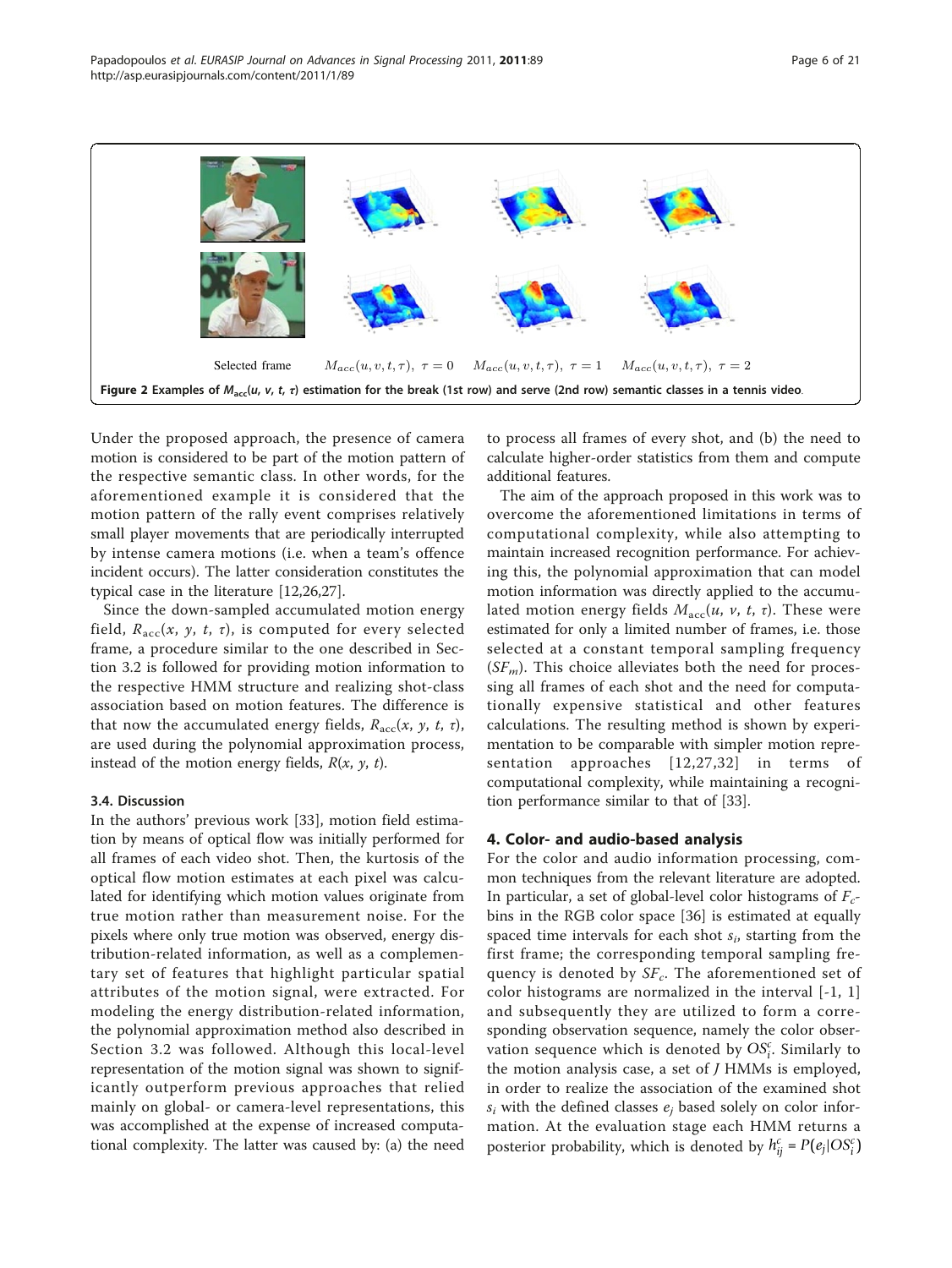Selected frame $M_{acc}(u,v,t,\tau),\ \tau=0$ $M_{acc}(u,v,t,\tau),\ \tau=1$ $M_{acc}(u,v,t,\tau),\ \tau=2$

**Figure 2 Examples of $M_{acc}(u, v, t, \tau)$ estimation for the break (1st row) and serve (2nd row) semantic classes in a tennis video**.

Under the proposed approach, the presence of camera motion is considered to be part of the motion pattern of the respective semantic class. In other words, for the aforementioned example it is considered that the motion pattern of the rally event comprises relatively small player movements that are periodically interrupted by intense camera motions (i.e. when a team's offence incident occurs). The latter consideration constitutes the typical case in the literature [12,26,27].

Since the down-sampled accumulated motion energy field, $R_{acc}(x, y, t, \tau)$, is computed for every selected frame, a procedure similar to the one described in Section 3.2 is followed for providing motion information to the respective HMM structure and realizing shot-class association based on motion features. The difference is that now the accumulated energy fields, $R_{acc}(x, y, t, \tau)$, are used during the polynomial approximation process, instead of the motion energy fields, $R(x, y, t)$.

### 3.4. Discussion

In the authors' previous work [33], motion field estimation by means of optical flow was initially performed for all frames of each video shot. Then, the kurtosis of the optical flow motion estimates at each pixel was calculated for identifying which motion values originate from true motion rather than measurement noise. For the pixels where only true motion was observed, energy distribution-related information, as well as a complementary set of features that highlight particular spatial attributes of the motion signal, were extracted. For modeling the energy distribution-related information, the polynomial approximation method also described in Section 3.2 was followed. Although this local-level representation of the motion signal was shown to significantly outperform previous approaches that relied mainly on global- or camera-level representations, this was accomplished at the expense of increased computational complexity. The latter was caused by: (a) the need to process all frames of every shot, and (b) the need to calculate higher-order statistics from them and compute additional features.

The aim of the approach proposed in this work was to overcome the aforementioned limitations in terms of computational complexity, while also attempting to maintain increased recognition performance. For achieving this, the polynomial approximation that can model motion information was directly applied to the accumulated motion energy fields $M_{acc}(u, v, t, \tau)$. These were estimated for only a limited number of frames, i.e. those selected at a constant temporal sampling frequency ($SF_m$). This choice alleviates both the need for processing all frames of each shot and the need for computationally expensive statistical and other features calculations. The resulting method is shown by experimentation to be comparable with simpler motion representation approaches [12,27,32] in terms of computational complexity, while maintaining a recognition performance similar to that of [33].

## 4. Color- and audio-based analysis

For the color and audio information processing, common techniques from the relevant literature are adopted. In particular, a set of global-level color histograms of $F_c$-bins in the RGB color space [36] is estimated at equally spaced time intervals for each shot $s_i$, starting from the first frame; the corresponding temporal sampling frequency is denoted by $SF_c$. The aforementioned set of color histograms are normalized in the interval [-1, 1] and subsequently they are utilized to form a corresponding observation sequence, namely the color observation sequence which is denoted by $OS_i^c$. Similarly to the motion analysis case, a set of $J$ HMMs is employed, in order to realize the association of the examined shot $s_i$ with the defined classes $e_j$ based solely on color information. At the evaluation stage each HMM returns a posterior probability, which is denoted by $h_{ij}^c = P(e_j|OS_i^c)$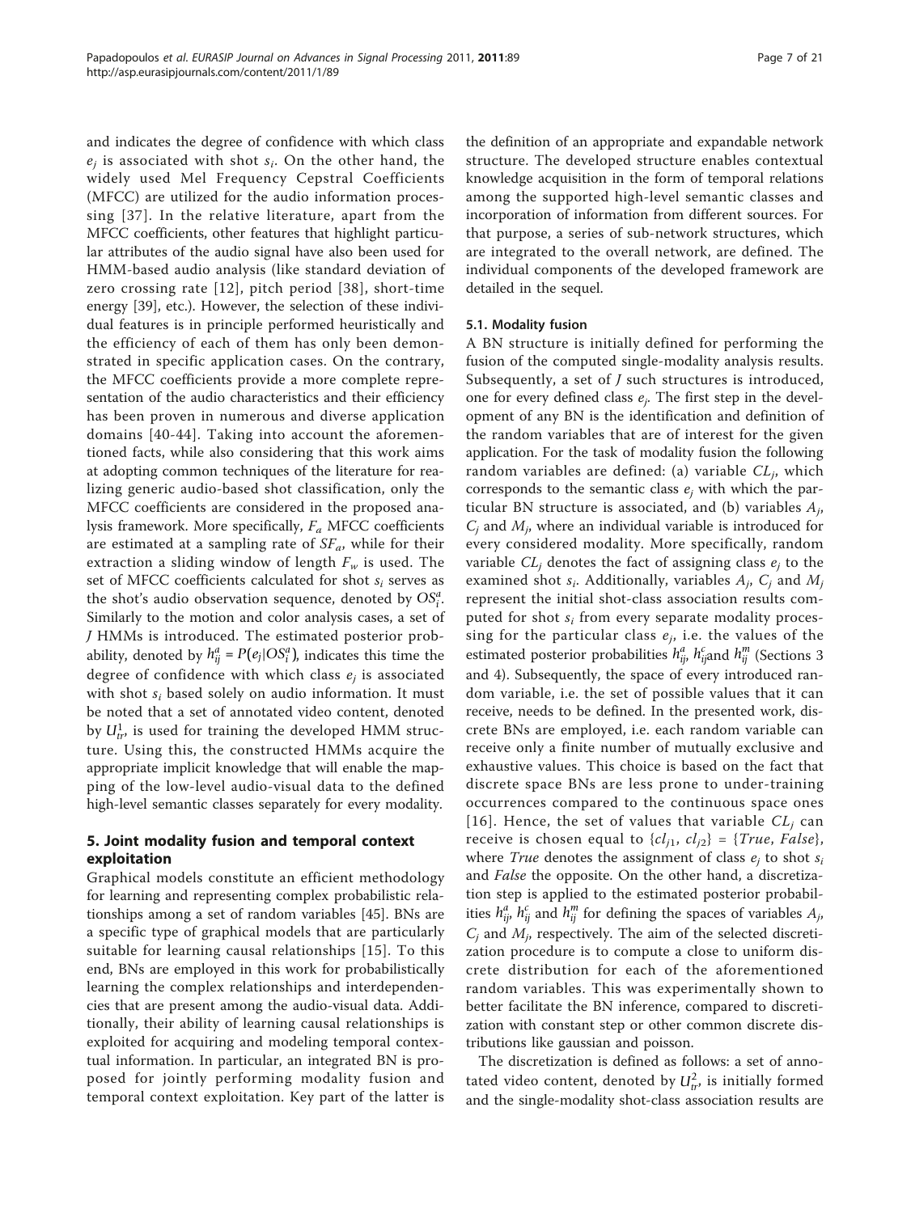and indicates the degree of confidence with which class $e_j$ is associated with shot $s_i$. On the other hand, the widely used Mel Frequency Cepstral Coefficients (MFCC) are utilized for the audio information processing [37]. In the relative literature, apart from the MFCC coefficients, other features that highlight particular attributes of the audio signal have also been used for HMM-based audio analysis (like standard deviation of zero crossing rate [12], pitch period [38], short-time energy [39], etc.). However, the selection of these individual features is in principle performed heuristically and the efficiency of each of them has only been demonstrated in specific application cases. On the contrary, the MFCC coefficients provide a more complete representation of the audio characteristics and their efficiency has been proven in numerous and diverse application domains [40-44]. Taking into account the aforementioned facts, while also considering that this work aims at adopting common techniques of the literature for realizing generic audio-based shot classification, only the MFCC coefficients are considered in the proposed analysis framework. More specifically, $F_a$ MFCC coefficients are estimated at a sampling rate of $SF_a$, while for their extraction a sliding window of length $F_w$ is used. The set of MFCC coefficients calculated for shot $s_i$ serves as the shot's audio observation sequence, denoted by $OS_i^a$. Similarly to the motion and color analysis cases, a set of $J$ HMMs is introduced. The estimated posterior probability, denoted by $h_{ij}^a = P(e_j|OS_i^a)$, indicates this time the degree of confidence with which class $e_j$ is associated with shot $s_i$ based solely on audio information. It must be noted that a set of annotated video content, denoted by $U_{tr}^1$, is used for training the developed HMM structure. Using this, the constructed HMMs acquire the appropriate implicit knowledge that will enable the mapping of the low-level audio-visual data to the defined high-level semantic classes separately for every modality.

## 5. Joint modality fusion and temporal context exploitation

Graphical models constitute an efficient methodology for learning and representing complex probabilistic relationships among a set of random variables [45]. BNs are a specific type of graphical models that are particularly suitable for learning causal relationships [15]. To this end, BNs are employed in this work for probabilistically learning the complex relationships and interdependencies that are present among the audio-visual data. Additionally, their ability of learning causal relationships is exploited for acquiring and modeling temporal contextual information. In particular, an integrated BN is proposed for jointly performing modality fusion and temporal context exploitation. Key part of the latter is the definition of an appropriate and expandable network structure. The developed structure enables contextual knowledge acquisition in the form of temporal relations among the supported high-level semantic classes and incorporation of information from different sources. For that purpose, a series of sub-network structures, which are integrated to the overall network, are defined. The individual components of the developed framework are detailed in the sequel.

### 5.1. Modality fusion

A BN structure is initially defined for performing the fusion of the computed single-modality analysis results. Subsequently, a set of $J$ such structures is introduced, one for every defined class $e_j$. The first step in the development of any BN is the identification and definition of the random variables that are of interest for the given application. For the task of modality fusion the following random variables are defined: (a) variable $CL_j$, which corresponds to the semantic class $e_j$ with which the particular BN structure is associated, and (b) variables $A_j$, $C_j$ and $M_j$, where an individual variable is introduced for every considered modality. More specifically, random variable $CL_j$ denotes the fact of assigning class $e_j$ to the examined shot $s_i$. Additionally, variables $A_j$, $C_j$ and $M_j$ represent the initial shot-class association results computed for shot $s_i$ from every separate modality processing for the particular class $e_j$, i.e. the values of the estimated posterior probabilities $h_{ij}^a$, $h_{ij}^c$and $h_{ij}^m$ (Sections 3 and 4). Subsequently, the space of every introduced random variable, i.e. the set of possible values that it can receive, needs to be defined. In the presented work, discrete BNs are employed, i.e. each random variable can receive only a finite number of mutually exclusive and exhaustive values. This choice is based on the fact that discrete space BNs are less prone to under-training occurrences compared to the continuous space ones [16]. Hence, the set of values that variable $CL_j$ can receive is chosen equal to $\{cl_{j1}, cl_{j2}\} = \{True, False\}$, where *True* denotes the assignment of class $e_j$ to shot $s_i$ and *False* the opposite. On the other hand, a discretization step is applied to the estimated posterior probabilities $h_{ij}^a$, $h_{ij}^c$ and $h_{ij}^m$ for defining the spaces of variables $A_j$, $C_j$ and $M_j$, respectively. The aim of the selected discretization procedure is to compute a close to uniform discrete distribution for each of the aforementioned random variables. This was experimentally shown to better facilitate the BN inference, compared to discretization with constant step or other common discrete distributions like gaussian and poisson.

The discretization is defined as follows: a set of annotated video content, denoted by $U_{tr}^2$, is initially formed and the single-modality shot-class association results are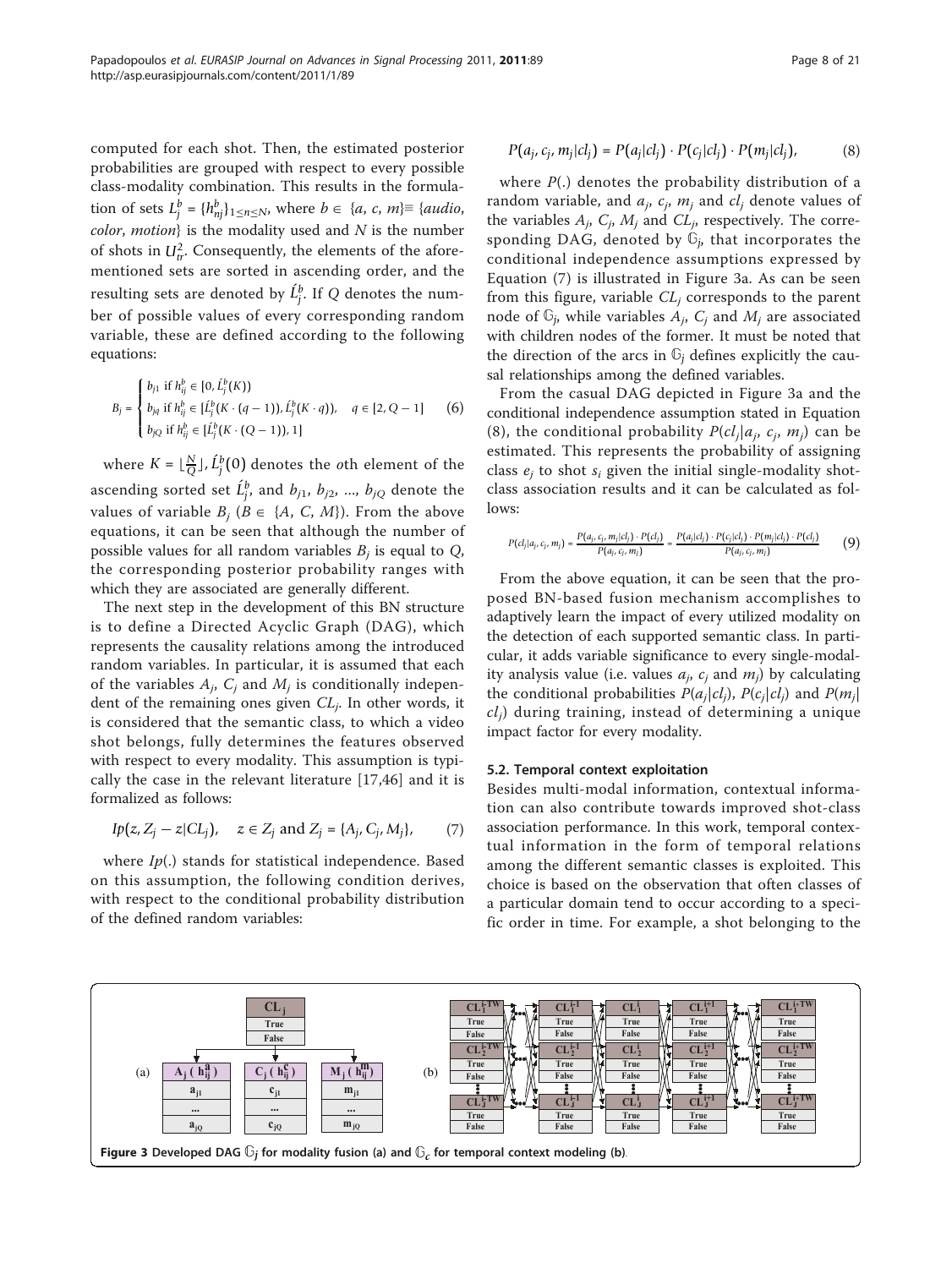computed for each shot. Then, the estimated posterior probabilities are grouped with respect to every possible class-modality combination. This results in the formulation of sets $L_j^b = \{h_{nj}^b\}_{1 \leq n \leq N}$, where $b \in \{a, c, m\} \equiv \{audio, color, motion\}$ is the modality used and $N$ is the number of shots in $U_{tr}^2$. Consequently, the elements of the aforementioned sets are sorted in ascending order, and the resulting sets are denoted by $\acute{L}_j^b$. If $Q$ denotes the number of possible values of every corresponding random variable, these are defined according to the following equations:

$$B_j = \begin{cases} b_{j1} \text{ if } h_{ij}^b \in [0, \acute{L}_j^b(K)) \\ b_{jq} \text{ if } h_{ij}^b \in [\acute{L}_j^b(K \cdot (q-1)), \acute{L}_j^b(K \cdot q)), \quad q \in [2, Q-1] \\ b_{jQ} \text{ if } h_{ij}^b \in [\acute{L}_j^b(K \cdot (Q-1)), 1] \end{cases} \tag{6}$$

where $K = \lfloor \frac{N}{Q} \rfloor$, $\acute{L}_j^b(0)$ denotes the $o$th element of the ascending sorted set $\acute{L}_j^b$, and $b_{j1}, b_{j2}, ..., b_{jQ}$ denote the values of variable $B_j$ ($B \in \{A, C, M\}$). From the above equations, it can be seen that although the number of possible values for all random variables $B_j$ is equal to $Q$, the corresponding posterior probability ranges with which they are associated are generally different.

The next step in the development of this BN structure is to define a Directed Acyclic Graph (DAG), which represents the causality relations among the introduced random variables. In particular, it is assumed that each of the variables $A_j$, $C_j$ and $M_j$ is conditionally independent of the remaining ones given $CL_j$. In other words, it is considered that the semantic class, to which a video shot belongs, fully determines the features observed with respect to every modality. This assumption is typically the case in the relevant literature [17,46] and it is formalized as follows:

$$Ip(z, Z_j - z | CL_j), \quad z \in Z_j \text{ and } Z_j = \{A_j, C_j, M_j\}, \tag{7}$$

where $Ip(.)$ stands for statistical independence. Based on this assumption, the following condition derives, with respect to the conditional probability distribution of the defined random variables:

$$P(a_j, c_j, m_j | cl_j) = P(a_j | cl_j) \cdot P(c_j | cl_j) \cdot P(m_j | cl_j), \tag{8}$$

where $P(.)$ denotes the probability distribution of a random variable, and $a_j$, $c_j$, $m_j$ and $cl_j$ denote values of the variables $A_j$, $C_j$, $M_j$ and $CL_j$, respectively. The corresponding DAG, denoted by $\mathbb{G}_j$, that incorporates the conditional independence assumptions expressed by Equation (7) is illustrated in Figure 3a. As can be seen from this figure, variable $CL_j$ corresponds to the parent node of $\mathbb{G}_j$, while variables $A_j$, $C_j$ and $M_j$ are associated with children nodes of the former. It must be noted that the direction of the arcs in $\mathbb{G}_j$ defines explicitly the causal relationships among the defined variables.

From the casual DAG depicted in Figure 3a and the conditional independence assumption stated in Equation (8), the conditional probability $P(cl_j | a_j, c_j, m_j)$ can be estimated. This represents the probability of assigning class $e_j$ to shot $s_i$ given the initial single-modality shot-class association results and it can be calculated as follows:

$$P(cl_j | a_j, c_j, m_j) = \frac{P(a_j, c_j, m_j | cl_j) \cdot P(cl_j)}{P(a_j, c_j, m_j)} = \frac{P(a_j | cl_j) \cdot P(c_j | cl_j) \cdot P(m_j | cl_j) \cdot P(cl_j)}{P(a_j, c_j, m_j)} \tag{9}$$

From the above equation, it can be seen that the proposed BN-based fusion mechanism accomplishes to adaptively learn the impact of every utilized modality on the detection of each supported semantic class. In particular, it adds variable significance to every single-modality analysis value (i.e. values $a_j$, $c_j$ and $m_j$) by calculating the conditional probabilities $P(a_j | cl_j)$, $P(c_j | cl_j)$ and $P(m_j | cl_j)$ during training, instead of determining a unique impact factor for every modality.

### 5.2. Temporal context exploitation

Besides multi-modal information, contextual information can also contribute towards improved shot-class association performance. In this work, temporal contextual information in the form of temporal relations among the different semantic classes is exploited. This choice is based on the observation that often classes of a particular domain tend to occur according to a specific order in time. For example, a shot belonging to the

**Figure 3 Developed DAG $\mathbb{G}_j$ for modality fusion (a) and $\mathbb{G}_c$ for temporal context modeling (b).**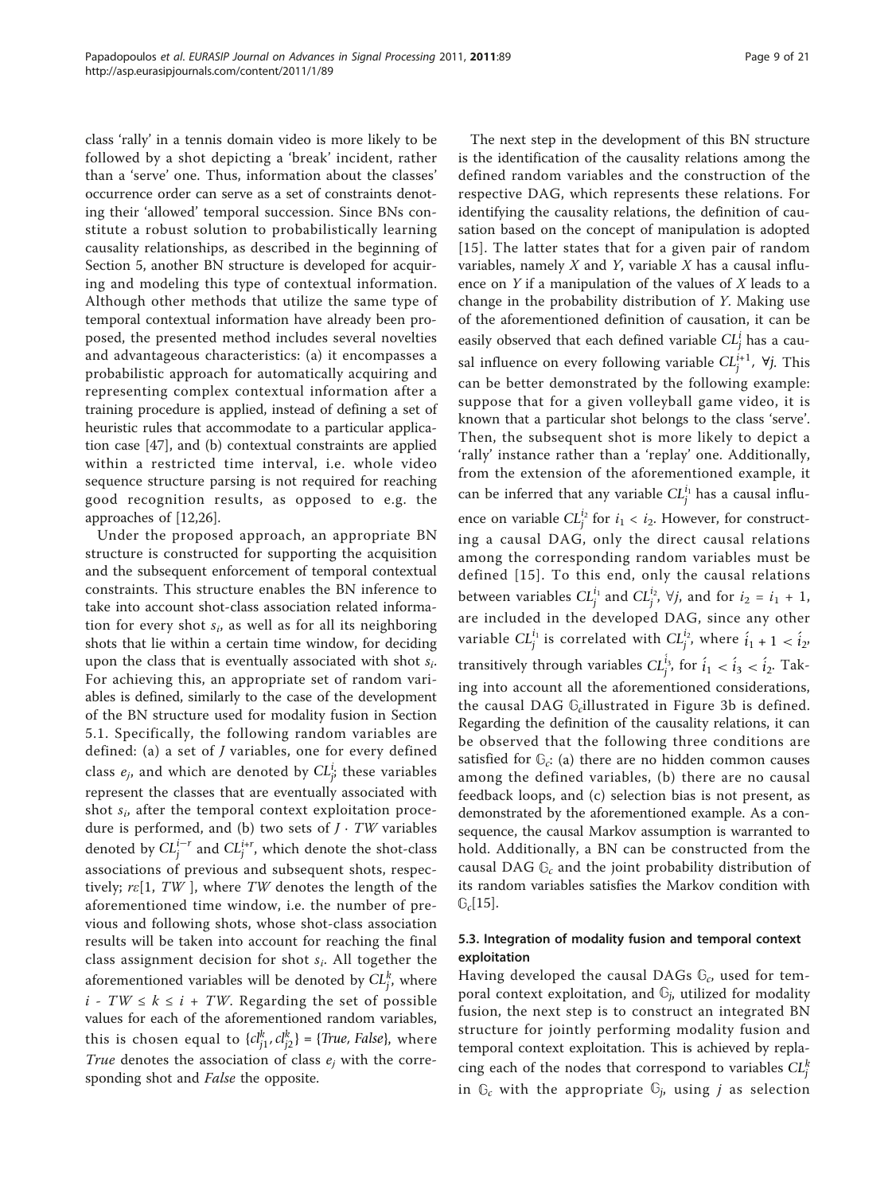class 'rally' in a tennis domain video is more likely to be followed by a shot depicting a 'break' incident, rather than a 'serve' one. Thus, information about the classes' occurrence order can serve as a set of constraints denoting their 'allowed' temporal succession. Since BNs constitute a robust solution to probabilistically learning causality relationships, as described in the beginning of Section 5, another BN structure is developed for acquiring and modeling this type of contextual information. Although other methods that utilize the same type of temporal contextual information have already been proposed, the presented method includes several novelties and advantageous characteristics: (a) it encompasses a probabilistic approach for automatically acquiring and representing complex contextual information after a training procedure is applied, instead of defining a set of heuristic rules that accommodate to a particular application case [47], and (b) contextual constraints are applied within a restricted time interval, i.e. whole video sequence structure parsing is not required for reaching good recognition results, as opposed to e.g. the approaches of [12,26].

Under the proposed approach, an appropriate BN structure is constructed for supporting the acquisition and the subsequent enforcement of temporal contextual constraints. This structure enables the BN inference to take into account shot-class association related information for every shot $s_i$, as well as for all its neighboring shots that lie within a certain time window, for deciding upon the class that is eventually associated with shot $s_i$. For achieving this, an appropriate set of random variables is defined, similarly to the case of the development of the BN structure used for modality fusion in Section 5.1. Specifically, the following random variables are defined: (a) a set of $J$ variables, one for every defined class $e_j$, and which are denoted by $CL_j^i$; these variables represent the classes that are eventually associated with shot $s_i$, after the temporal context exploitation procedure is performed, and (b) two sets of $J \cdot TW$ variables denoted by $CL_j^{i-r}$ and $CL_j^{i+r}$, which denote the shot-class associations of previous and subsequent shots, respectively; $r\varepsilon[1, TW]$, where $TW$ denotes the length of the aforementioned time window, i.e. the number of previous and following shots, whose shot-class association results will be taken into account for reaching the final class assignment decision for shot $s_i$. All together the aforementioned variables will be denoted by $CL_j^k$, where $i - TW \leq k \leq i + TW$. Regarding the set of possible values for each of the aforementioned random variables, this is chosen equal to $\{cl_{j1}^k, cl_{j2}^k\} = \{True, False\}$, where *True* denotes the association of class $e_j$ with the corresponding shot and *False* the opposite.

The next step in the development of this BN structure is the identification of the causality relations among the defined random variables and the construction of the respective DAG, which represents these relations. For identifying the causality relations, the definition of causation based on the concept of manipulation is adopted [15]. The latter states that for a given pair of random variables, namely $X$ and $Y$, variable $X$ has a causal influence on $Y$ if a manipulation of the values of $X$ leads to a change in the probability distribution of $Y$. Making use of the aforementioned definition of causation, it can be easily observed that each defined variable $CL_j^i$ has a causal influence on every following variable $CL_j^{i+1}$, $\forall j$. This can be better demonstrated by the following example: suppose that for a given volleyball game video, it is known that a particular shot belongs to the class 'serve'. Then, the subsequent shot is more likely to depict a 'rally' instance rather than a 'replay' one. Additionally, from the extension of the aforementioned example, it can be inferred that any variable $CL_j^{i_1}$ has a causal influence on variable $CL_j^{i_2}$ for $i_1 < i_2$. However, for constructing a causal DAG, only the direct causal relations among the corresponding random variables must be defined [15]. To this end, only the causal relations between variables $CL_j^{i_1}$ and $CL_j^{i_2}$, $\forall j$, and for $i_2 = i_1 + 1$, are included in the developed DAG, since any other variable $CL_j^{\acute{i}_1}$ is correlated with $CL_j^{\acute{i}_2}$, where $\acute{i}_1 + 1 < \acute{i}_2$, transitively through variables $CL_j^{\acute{i}_3}$, for $\acute{i}_1 < \acute{i}_3 < \acute{i}_2$. Taking into account all the aforementioned considerations, the causal DAG $\mathbb{G}_c$ illustrated in Figure 3b is defined. Regarding the definition of the causality relations, it can be observed that the following three conditions are satisfied for $\mathbb{G}_c$: (a) there are no hidden common causes among the defined variables, (b) there are no causal feedback loops, and (c) selection bias is not present, as demonstrated by the aforementioned example. As a consequence, the causal Markov assumption is warranted to hold. Additionally, a BN can be constructed from the causal DAG $\mathbb{G}_c$ and the joint probability distribution of its random variables satisfies the Markov condition with $\mathbb{G}_c$[15].

### 5.3. Integration of modality fusion and temporal context exploitation

Having developed the causal DAGs $\mathbb{G}_c$, used for temporal context exploitation, and $\mathbb{G}_j$, utilized for modality fusion, the next step is to construct an integrated BN structure for jointly performing modality fusion and temporal context exploitation. This is achieved by replacing each of the nodes that correspond to variables $CL_j^k$ in $\mathbb{G}_c$ with the appropriate $\mathbb{G}_j$, using $j$ as selection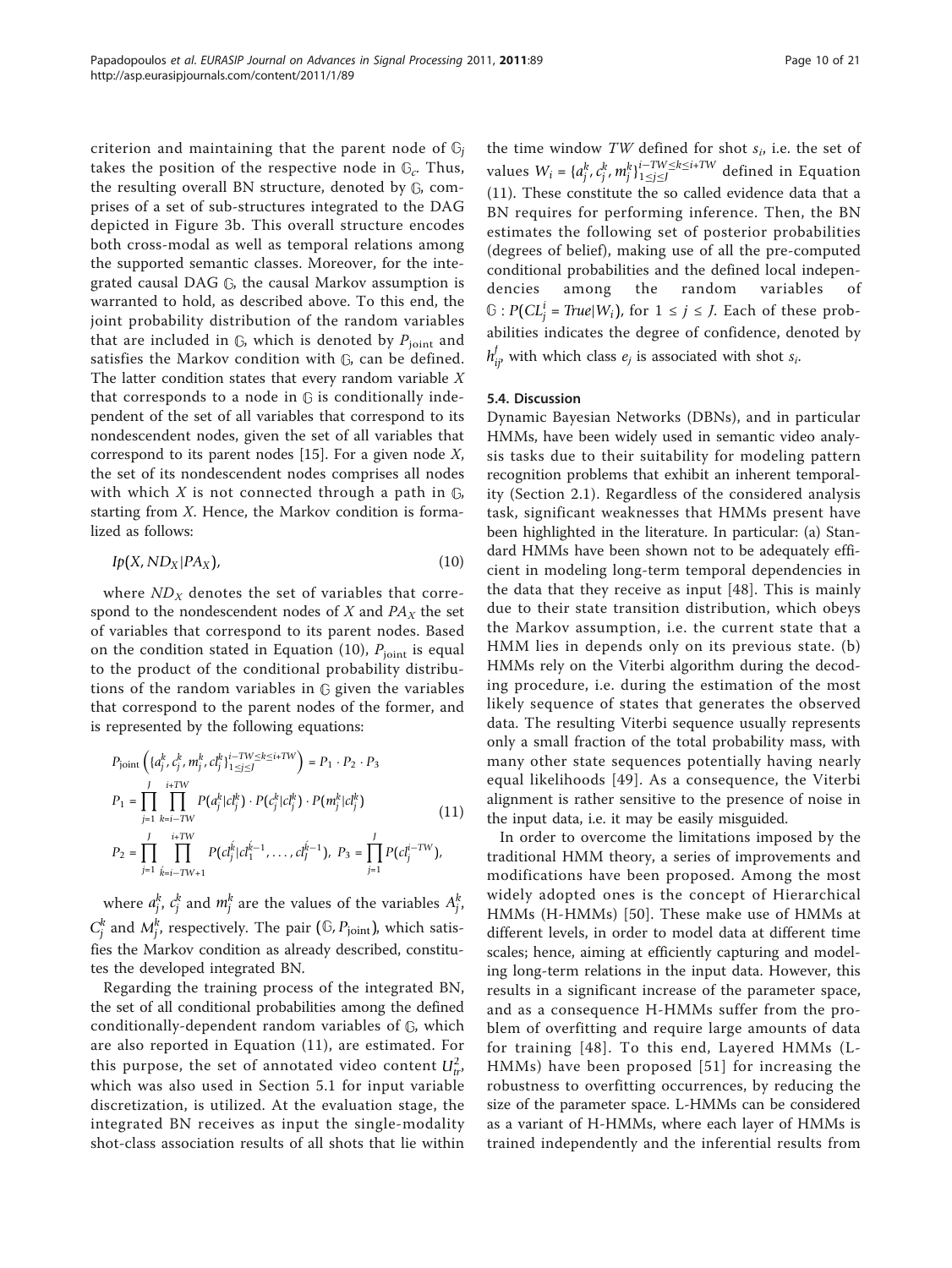criterion and maintaining that the parent node of $\mathbb{G}_j$ takes the position of the respective node in $\mathbb{G}_c$. Thus, the resulting overall BN structure, denoted by $\mathbb{G}$, comprises of a set of sub-structures integrated to the DAG depicted in Figure 3b. This overall structure encodes both cross-modal as well as temporal relations among the supported semantic classes. Moreover, for the integrated causal DAG $\mathbb{G}$, the causal Markov assumption is warranted to hold, as described above. To this end, the joint probability distribution of the random variables that are included in $\mathbb{G}$, which is denoted by $P_{\text{joint}}$ and satisfies the Markov condition with $\mathbb{G}$, can be defined. The latter condition states that every random variable $X$ that corresponds to a node in $\mathbb{G}$ is conditionally independent of the set of all variables that correspond to its nondescendent nodes, given the set of all variables that correspond to its parent nodes [15]. For a given node $X$, the set of its nondescendent nodes comprises all nodes with which $X$ is not connected through a path in $\mathbb{G}$, starting from $X$. Hence, the Markov condition is formalized as follows:

$$Ip(X, ND_X | PA_X), \tag{10}$$

where $ND_X$ denotes the set of variables that correspond to the nondescendent nodes of $X$ and $PA_X$ the set of variables that correspond to its parent nodes. Based on the condition stated in Equation (10), $P_{\text{joint}}$ is equal to the product of the conditional probability distributions of the random variables in $\mathbb{G}$ given the variables that correspond to the parent nodes of the former, and is represented by the following equations:

$$\begin{aligned}
&P_{\text{joint}}\left(\{a_j^k, c_j^k, m_j^k, cl_j^k\}_{1\le j\le J}^{i-TW\le k\le i+TW}\right) = P_1 \cdot P_2 \cdot P_3 \\
&P_1 = \prod_{j=1}^{J}\prod_{k=i-TW}^{i+TW} P(a_j^k|cl_j^k)\cdot P(c_j^k|cl_j^k)\cdot P(m_j^k|cl_j^k) \\
&P_2 = \prod_{j=1}^{J}\prod_{\acute{k}=i-TW+1}^{i+TW} P(cl_j^{\acute{k}}|cl_1^{\acute{k}-1},\ldots,cl_J^{\acute{k}-1}),\ P_3 = \prod_{j=1}^{J} P(cl_j^{i-TW}),
\end{aligned} \tag{11}$$

where $a_j^k$, $c_j^k$ and $m_j^k$ are the values of the variables $A_j^k$, $C_j^k$ and $M_j^k$, respectively. The pair $(\mathbb{G}, P_{\text{joint}})$, which satisfies the Markov condition as already described, constitutes the developed integrated BN.

Regarding the training process of the integrated BN, the set of all conditional probabilities among the defined conditionally-dependent random variables of $\mathbb{G}$, which are also reported in Equation (11), are estimated. For this purpose, the set of annotated video content $U_{tr}^2$, which was also used in Section 5.1 for input variable discretization, is utilized. At the evaluation stage, the integrated BN receives as input the single-modality shot-class association results of all shots that lie within the time window $TW$ defined for shot $s_i$, i.e. the set of values $W_i = \{a_j^k, c_j^k, m_j^k\}_{1\le j\le J}^{i-TW\le k\le i+TW}$ defined in Equation (11). These constitute the so called evidence data that a BN requires for performing inference. Then, the BN estimates the following set of posterior probabilities (degrees of belief), making use of all the pre-computed conditional probabilities and the defined local independencies among the random variables of $\mathbb{G} : P(CL_j^i = True|W_i)$, for $1 \le j \le J$. Each of these probabilities indicates the degree of confidence, denoted by $h_{ij}^f$, with which class $e_j$ is associated with shot $s_i$.

### 5.4. Discussion

Dynamic Bayesian Networks (DBNs), and in particular HMMs, have been widely used in semantic video analysis tasks due to their suitability for modeling pattern recognition problems that exhibit an inherent temporality (Section 2.1). Regardless of the considered analysis task, significant weaknesses that HMMs present have been highlighted in the literature. In particular: (a) Standard HMMs have been shown not to be adequately efficient in modeling long-term temporal dependencies in the data that they receive as input [48]. This is mainly due to their state transition distribution, which obeys the Markov assumption, i.e. the current state that a HMM lies in depends only on its previous state. (b) HMMs rely on the Viterbi algorithm during the decoding procedure, i.e. during the estimation of the most likely sequence of states that generates the observed data. The resulting Viterbi sequence usually represents only a small fraction of the total probability mass, with many other state sequences potentially having nearly equal likelihoods [49]. As a consequence, the Viterbi alignment is rather sensitive to the presence of noise in the input data, i.e. it may be easily misguided.

In order to overcome the limitations imposed by the traditional HMM theory, a series of improvements and modifications have been proposed. Among the most widely adopted ones is the concept of Hierarchical HMMs (H-HMMs) [50]. These make use of HMMs at different levels, in order to model data at different time scales; hence, aiming at efficiently capturing and modeling long-term relations in the input data. However, this results in a significant increase of the parameter space, and as a consequence H-HMMs suffer from the problem of overfitting and require large amounts of data for training [48]. To this end, Layered HMMs (L-HMMs) have been proposed [51] for increasing the robustness to overfitting occurrences, by reducing the size of the parameter space. L-HMMs can be considered as a variant of H-HMMs, where each layer of HMMs is trained independently and the inferential results from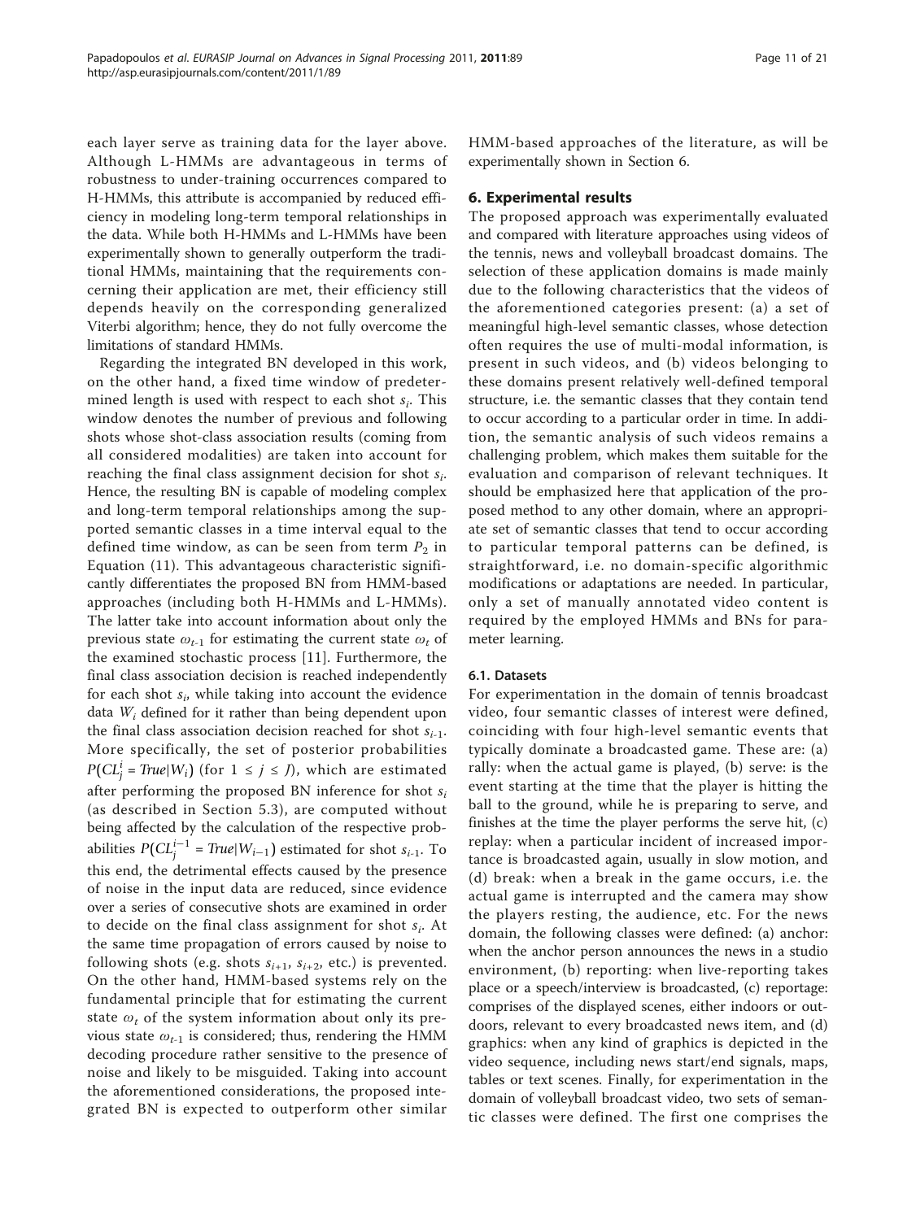each layer serve as training data for the layer above. Although L-HMMs are advantageous in terms of robustness to under-training occurrences compared to H-HMMs, this attribute is accompanied by reduced efficiency in modeling long-term temporal relationships in the data. While both H-HMMs and L-HMMs have been experimentally shown to generally outperform the traditional HMMs, maintaining that the requirements concerning their application are met, their efficiency still depends heavily on the corresponding generalized Viterbi algorithm; hence, they do not fully overcome the limitations of standard HMMs.

Regarding the integrated BN developed in this work, on the other hand, a fixed time window of predetermined length is used with respect to each shot $s_i$. This window denotes the number of previous and following shots whose shot-class association results (coming from all considered modalities) are taken into account for reaching the final class assignment decision for shot $s_i$. Hence, the resulting BN is capable of modeling complex and long-term temporal relationships among the supported semantic classes in a time interval equal to the defined time window, as can be seen from term $P_2$ in Equation (11). This advantageous characteristic significantly differentiates the proposed BN from HMM-based approaches (including both H-HMMs and L-HMMs). The latter take into account information about only the previous state $\omega_{t-1}$ for estimating the current state $\omega_t$ of the examined stochastic process [11]. Furthermore, the final class association decision is reached independently for each shot $s_i$, while taking into account the evidence data $W_i$ defined for it rather than being dependent upon the final class association decision reached for shot $s_{i-1}$. More specifically, the set of posterior probabilities $P(CL_j^i = True|W_i)$ (for $1 \leq j \leq J$), which are estimated after performing the proposed BN inference for shot $s_i$ (as described in Section 5.3), are computed without being affected by the calculation of the respective probabilities $P(CL_j^{i-1} = True|W_{i-1})$ estimated for shot $s_{i-1}$. To this end, the detrimental effects caused by the presence of noise in the input data are reduced, since evidence over a series of consecutive shots are examined in order to decide on the final class assignment for shot $s_i$. At the same time propagation of errors caused by noise to following shots (e.g. shots $s_{i+1}$, $s_{i+2}$, etc.) is prevented. On the other hand, HMM-based systems rely on the fundamental principle that for estimating the current state $\omega_t$ of the system information about only its previous state $\omega_{t-1}$ is considered; thus, rendering the HMM decoding procedure rather sensitive to the presence of noise and likely to be misguided. Taking into account the aforementioned considerations, the proposed integrated BN is expected to outperform other similar HMM-based approaches of the literature, as will be experimentally shown in Section 6.

## 6. Experimental results

The proposed approach was experimentally evaluated and compared with literature approaches using videos of the tennis, news and volleyball broadcast domains. The selection of these application domains is made mainly due to the following characteristics that the videos of the aforementioned categories present: (a) a set of meaningful high-level semantic classes, whose detection often requires the use of multi-modal information, is present in such videos, and (b) videos belonging to these domains present relatively well-defined temporal structure, i.e. the semantic classes that they contain tend to occur according to a particular order in time. In addition, the semantic analysis of such videos remains a challenging problem, which makes them suitable for the evaluation and comparison of relevant techniques. It should be emphasized here that application of the proposed method to any other domain, where an appropriate set of semantic classes that tend to occur according to particular temporal patterns can be defined, is straightforward, i.e. no domain-specific algorithmic modifications or adaptations are needed. In particular, only a set of manually annotated video content is required by the employed HMMs and BNs for parameter learning.

### 6.1. Datasets

For experimentation in the domain of tennis broadcast video, four semantic classes of interest were defined, coinciding with four high-level semantic events that typically dominate a broadcasted game. These are: (a) rally: when the actual game is played, (b) serve: is the event starting at the time that the player is hitting the ball to the ground, while he is preparing to serve, and finishes at the time the player performs the serve hit, (c) replay: when a particular incident of increased importance is broadcasted again, usually in slow motion, and (d) break: when a break in the game occurs, i.e. the actual game is interrupted and the camera may show the players resting, the audience, etc. For the news domain, the following classes were defined: (a) anchor: when the anchor person announces the news in a studio environment, (b) reporting: when live-reporting takes place or a speech/interview is broadcasted, (c) reportage: comprises of the displayed scenes, either indoors or outdoors, relevant to every broadcasted news item, and (d) graphics: when any kind of graphics is depicted in the video sequence, including news start/end signals, maps, tables or text scenes. Finally, for experimentation in the domain of volleyball broadcast video, two sets of semantic classes were defined. The first one comprises the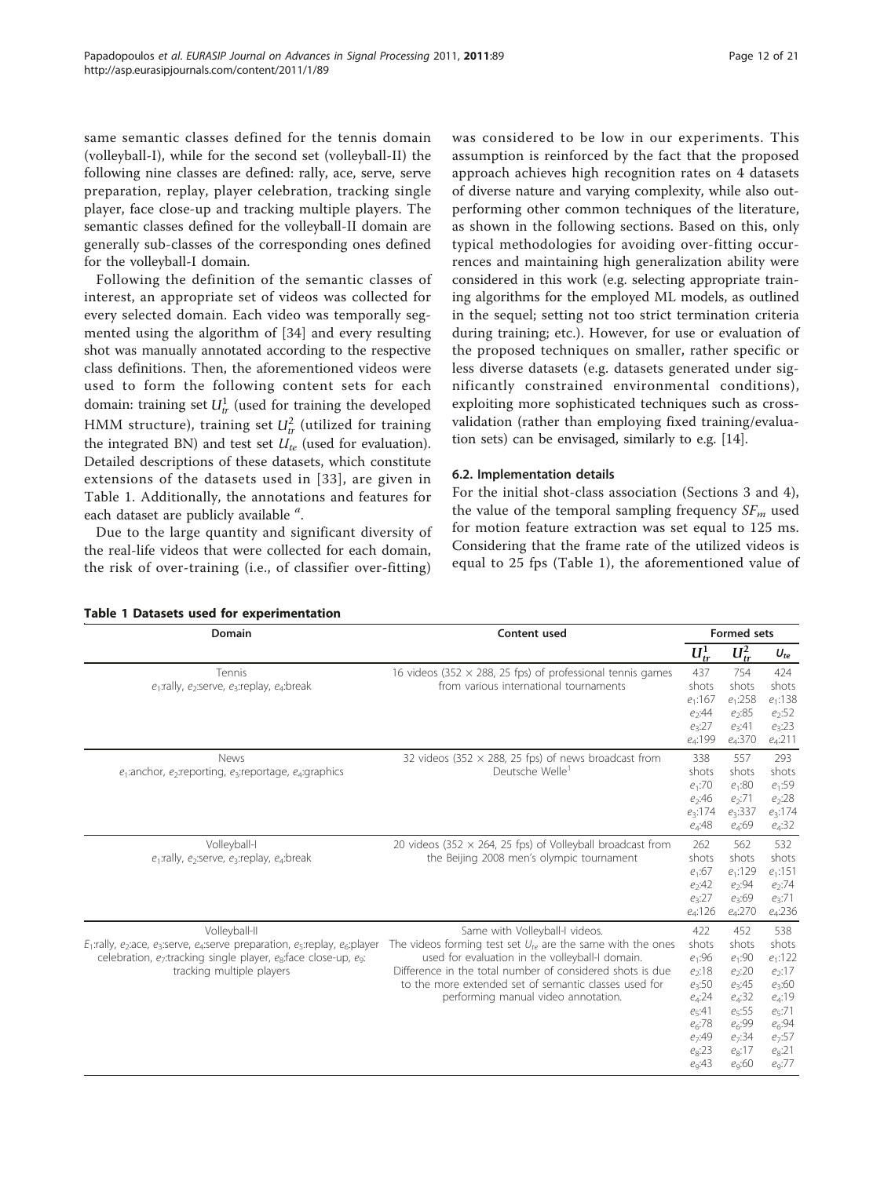same semantic classes defined for the tennis domain (volleyball-I), while for the second set (volleyball-II) the following nine classes are defined: rally, ace, serve, serve preparation, replay, player celebration, tracking single player, face close-up and tracking multiple players. The semantic classes defined for the volleyball-II domain are generally sub-classes of the corresponding ones defined for the volleyball-I domain.

Following the definition of the semantic classes of interest, an appropriate set of videos was collected for every selected domain. Each video was temporally segmented using the algorithm of [34] and every resulting shot was manually annotated according to the respective class definitions. Then, the aforementioned videos were used to form the following content sets for each domain: training set $U_{tr}^1$ (used for training the developed HMM structure), training set $U_{tr}^2$ (utilized for training the integrated BN) and test set $U_{te}$ (used for evaluation). Detailed descriptions of these datasets, which constitute extensions of the datasets used in [33], are given in Table 1. Additionally, the annotations and features for each dataset are publicly available [a].

Due to the large quantity and significant diversity of the real-life videos that were collected for each domain, the risk of over-training (i.e., of classifier over-fitting) was considered to be low in our experiments. This assumption is reinforced by the fact that the proposed approach achieves high recognition rates on 4 datasets of diverse nature and varying complexity, while also outperforming other common techniques of the literature, as shown in the following sections. Based on this, only typical methodologies for avoiding over-fitting occurrences and maintaining high generalization ability were considered in this work (e.g. selecting appropriate training algorithms for the employed ML models, as outlined in the sequel; setting not too strict termination criteria during training; etc.). However, for use or evaluation of the proposed techniques on smaller, rather specific or less diverse datasets (e.g. datasets generated under significantly constrained environmental conditions), exploiting more sophisticated techniques such as cross-validation (rather than employing fixed training/evaluation sets) can be envisaged, similarly to e.g. [14].

### 6.2. Implementation details

For the initial shot-class association (Sections 3 and 4), the value of the temporal sampling frequency $SF_m$ used for motion feature extraction was set equal to 125 ms. Considering that the frame rate of the utilized videos is equal to 25 fps (Table 1), the aforementioned value of

**Table 1 Datasets used for experimentation**

| Domain | Content used | Formed sets | | |
|---|---|---|---|---|
| | | $U_{tr}^1$ | $U_{tr}^2$ | $U_{te}$ |
| Tennis<br>$e_1$:rally, $e_2$:serve, $e_3$:replay, $e_4$:break | 16 videos (352 × 288, 25 fps) of professional tennis games from various international tournaments | 437 shots<br>$e_1$:167<br>$e_2$:44<br>$e_3$:27<br>$e_4$:199 | 754 shots<br>$e_1$:258<br>$e_2$:85<br>$e_3$:41<br>$e_4$:370 | 424 shots<br>$e_1$:138<br>$e_2$:52<br>$e_3$:23<br>$e_4$:211 |
| News<br>$e_1$:anchor, $e_2$:reporting, $e_3$:reportage, $e_4$:graphics | 32 videos (352 × 288, 25 fps) of news broadcast from Deutsche Welle[1] | 338 shots<br>$e_1$:70<br>$e_2$:46<br>$e_3$:174<br>$e_4$:48 | 557 shots<br>$e_1$:80<br>$e_2$:71<br>$e_3$:337<br>$e_4$:69 | 293 shots<br>$e_1$:59<br>$e_2$:28<br>$e_3$:174<br>$e_4$:32 |
| Volleyball-I<br>$e_1$:rally, $e_2$:serve, $e_3$:replay, $e_4$:break | 20 videos (352 × 264, 25 fps) of Volleyball broadcast from the Beijing 2008 men's olympic tournament | 262 shots<br>$e_1$:67<br>$e_2$:42<br>$e_3$:27<br>$e_4$:126 | 562 shots<br>$e_1$:129<br>$e_2$:94<br>$e_3$:69<br>$e_4$:270 | 532 shots<br>$e_1$:151<br>$e_2$:74<br>$e_3$:71<br>$e_4$:236 |
| Volleyball-II<br>$E_1$:rally, $e_2$:ace, $e_3$:serve, $e_4$:serve preparation, $e_5$:replay, $e_6$:player celebration, $e_7$:tracking single player, $e_8$:face close-up, $e_9$: tracking multiple players | Same with Volleyball-I videos.<br>The videos forming test set $U_{te}$ are the same with the ones used for evaluation in the volleyball-I domain.<br>Difference in the total number of considered shots is due to the more extended set of semantic classes used for performing manual video annotation. | 422 shots<br>$e_1$:96<br>$e_2$:18<br>$e_3$:50<br>$e_4$:24<br>$e_5$:41<br>$e_6$:78<br>$e_7$:49<br>$e_8$:23<br>$e_9$:43 | 452 shots<br>$e_1$:90<br>$e_2$:20<br>$e_3$:45<br>$e_4$:32<br>$e_5$:55<br>$e_6$:99<br>$e_7$:34<br>$e_8$:17<br>$e_9$:60 | 538 shots<br>$e_1$:122<br>$e_2$:17<br>$e_3$:60<br>$e_4$:19<br>$e_5$:71<br>$e_6$:94<br>$e_7$:57<br>$e_8$:21<br>$e_9$:77 |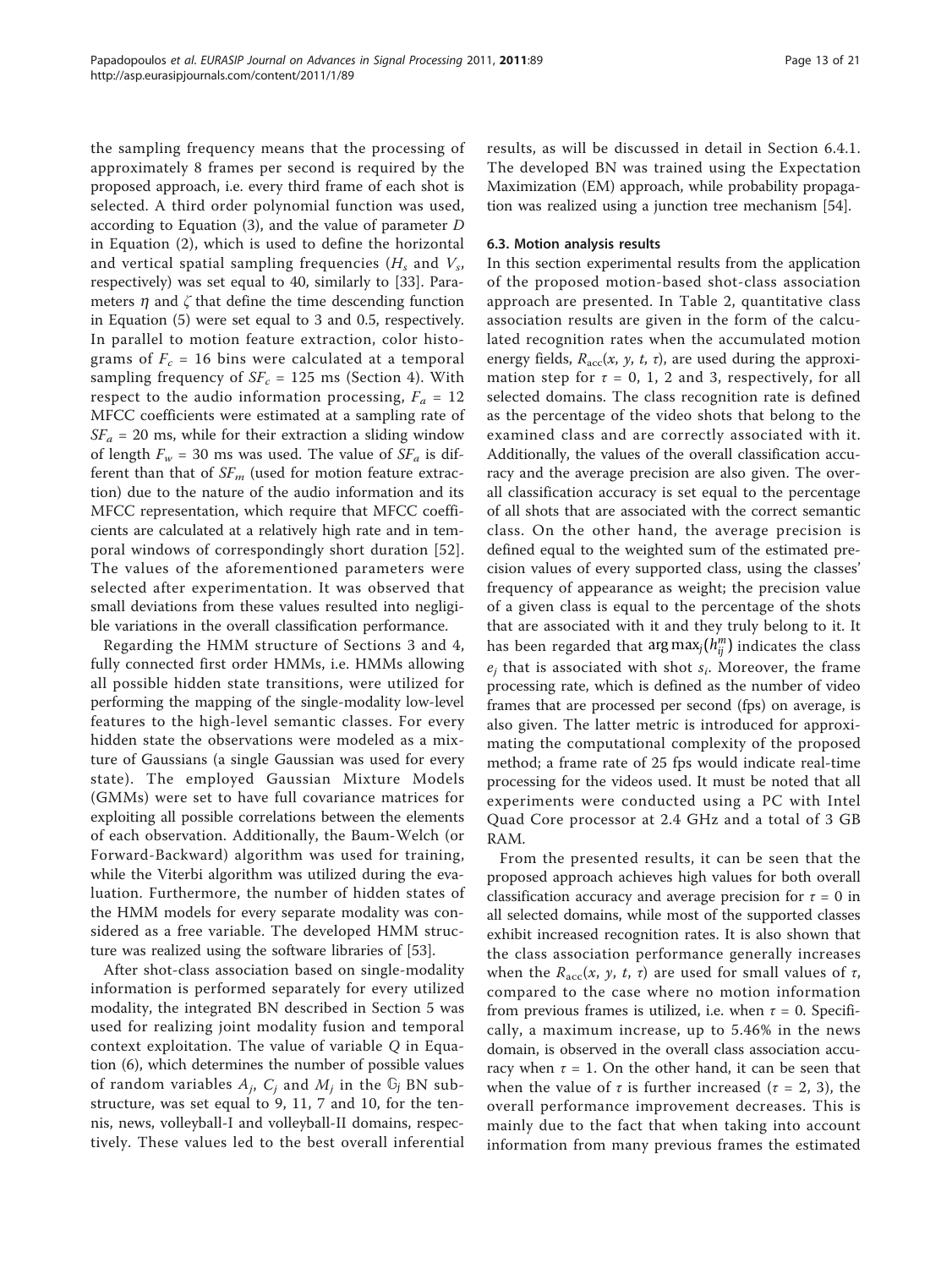the sampling frequency means that the processing of approximately 8 frames per second is required by the proposed approach, i.e. every third frame of each shot is selected. A third order polynomial function was used, according to Equation (3), and the value of parameter $D$ in Equation (2), which is used to define the horizontal and vertical spatial sampling frequencies ($H_s$ and $V_s$, respectively) was set equal to 40, similarly to [33]. Parameters $\eta$ and $\zeta$ that define the time descending function in Equation (5) were set equal to 3 and 0.5, respectively. In parallel to motion feature extraction, color histograms of $F_c = 16$ bins were calculated at a temporal sampling frequency of $SF_c = 125$ ms (Section 4). With respect to the audio information processing, $F_a = 12$ MFCC coefficients were estimated at a sampling rate of $SF_a = 20$ ms, while for their extraction a sliding window of length $F_w = 30$ ms was used. The value of $SF_a$ is different than that of $SF_m$ (used for motion feature extraction) due to the nature of the audio information and its MFCC representation, which require that MFCC coefficients are calculated at a relatively high rate and in temporal windows of correspondingly short duration [52]. The values of the aforementioned parameters were selected after experimentation. It was observed that small deviations from these values resulted into negligible variations in the overall classification performance.

Regarding the HMM structure of Sections 3 and 4, fully connected first order HMMs, i.e. HMMs allowing all possible hidden state transitions, were utilized for performing the mapping of the single-modality low-level features to the high-level semantic classes. For every hidden state the observations were modeled as a mixture of Gaussians (a single Gaussian was used for every state). The employed Gaussian Mixture Models (GMMs) were set to have full covariance matrices for exploiting all possible correlations between the elements of each observation. Additionally, the Baum-Welch (or Forward-Backward) algorithm was used for training, while the Viterbi algorithm was utilized during the evaluation. Furthermore, the number of hidden states of the HMM models for every separate modality was considered as a free variable. The developed HMM structure was realized using the software libraries of [53].

After shot-class association based on single-modality information is performed separately for every utilized modality, the integrated BN described in Section 5 was used for realizing joint modality fusion and temporal context exploitation. The value of variable $Q$ in Equation (6), which determines the number of possible values of random variables $A_j$, $C_j$ and $M_j$ in the $\mathbb{G}_j$ BN substructure, was set equal to 9, 11, 7 and 10, for the tennis, news, volleyball-I and volleyball-II domains, respectively. These values led to the best overall inferential results, as will be discussed in detail in Section 6.4.1. The developed BN was trained using the Expectation Maximization (EM) approach, while probability propagation was realized using a junction tree mechanism [54].

### 6.3. Motion analysis results

In this section experimental results from the application of the proposed motion-based shot-class association approach are presented. In Table 2, quantitative class association results are given in the form of the calculated recognition rates when the accumulated motion energy fields, $R_{acc}(x, y, t, \tau)$, are used during the approximation step for $\tau = 0$, 1, 2 and 3, respectively, for all selected domains. The class recognition rate is defined as the percentage of the video shots that belong to the examined class and are correctly associated with it. Additionally, the values of the overall classification accuracy and the average precision are also given. The overall classification accuracy is set equal to the percentage of all shots that are associated with the correct semantic class. On the other hand, the average precision is defined equal to the weighted sum of the estimated precision values of every supported class, using the classes' frequency of appearance as weight; the precision value of a given class is equal to the percentage of the shots that are associated with it and they truly belong to it. It has been regarded that $\arg\max_j(h_{ij}^m)$ indicates the class $e_j$ that is associated with shot $s_i$. Moreover, the frame processing rate, which is defined as the number of video frames that are processed per second (fps) on average, is also given. The latter metric is introduced for approximating the computational complexity of the proposed method; a frame rate of 25 fps would indicate real-time processing for the videos used. It must be noted that all experiments were conducted using a PC with Intel Quad Core processor at 2.4 GHz and a total of 3 GB RAM.

From the presented results, it can be seen that the proposed approach achieves high values for both overall classification accuracy and average precision for $\tau = 0$ in all selected domains, while most of the supported classes exhibit increased recognition rates. It is also shown that the class association performance generally increases when the $R_{acc}(x, y, t, \tau)$ are used for small values of $\tau$, compared to the case where no motion information from previous frames is utilized, i.e. when $\tau = 0$. Specifically, a maximum increase, up to 5.46% in the news domain, is observed in the overall class association accuracy when $\tau = 1$. On the other hand, it can be seen that when the value of $\tau$ is further increased ($\tau = 2$, 3), the overall performance improvement decreases. This is mainly due to the fact that when taking into account information from many previous frames the estimated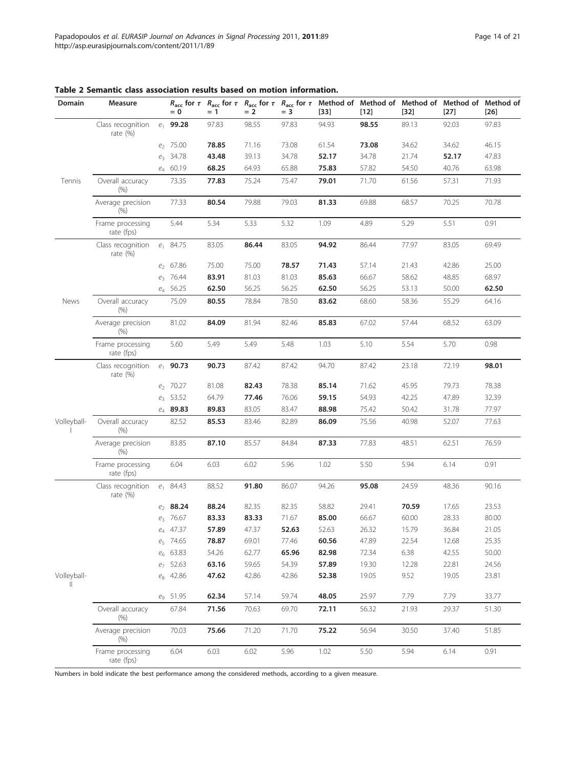**Table 2 Semantic class association results based on motion information.**

| Domain | Measure | | $R_{acc}$ for $\tau = 0$ | $R_{acc}$ for $\tau = 1$ | $R_{acc}$ for $\tau = 2$ | $R_{acc}$ for $\tau = 3$ | Method of [33] | Method of [12] | Method of [32] | Method of [27] | Method of [26] |
|---|---|---|---|---|---|---|---|---|---|---|---|
| Tennis | Class recognition rate (%) | $e_1$ | **99.28** | 97.83 | 98.55 | 97.83 | 94.93 | **98.55** | 89.13 | 92.03 | 97.83 |
| | | $e_2$ | 75.00 | **78.85** | 71.16 | 73.08 | 61.54 | **73.08** | 34.62 | 34.62 | 46.15 |
| | | $e_3$ | 34.78 | **43.48** | 39.13 | 34.78 | **52.17** | 34.78 | 21.74 | **52.17** | 47.83 |
| | | $e_4$ | 60.19 | **68.25** | 64.93 | 65.88 | **75.83** | 57.82 | 54.50 | 40.76 | 63.98 |
| | Overall accuracy (%) | | 73.35 | **77.83** | 75.24 | 75.47 | **79.01** | 71.70 | 61.56 | 57.31 | 71.93 |
| | Average precision (%) | | 77.33 | **80.54** | 79.88 | 79.03 | **81.33** | 69.88 | 68.57 | 70.25 | 70.78 |
| | Frame processing rate (fps) | | 5.44 | 5.34 | 5.33 | 5.32 | 1.09 | 4.89 | 5.29 | 5.51 | 0.91 |
| News | Class recognition rate (%) | $e_1$ | 84.75 | 83.05 | **86.44** | 83.05 | **94.92** | 86.44 | 77.97 | 83.05 | 69.49 |
| | | $e_2$ | 67.86 | 75.00 | 75.00 | **78.57** | 71.43 | 57.14 | 21.43 | 42.86 | 25.00 |
| | | $e_3$ | 76.44 | **83.91** | 81.03 | 81.03 | **85.63** | 66.67 | 58.62 | 48.85 | 68.97 |
| | | $e_4$ | 56.25 | **62.50** | 56.25 | 56.25 | **62.50** | 56.25 | 53.13 | 50.00 | **62.50** |
| | Overall accuracy (%) | | 75.09 | **80.55** | 78.84 | 78.50 | **83.62** | 68.60 | 58.36 | 55.29 | 64.16 |
| | Average precision (%) | | 81.02 | **84.09** | 81.94 | 82.46 | **85.83** | 67.02 | 57.44 | 68.52 | 63.09 |
| | Frame processing rate (fps) | | 5.60 | 5.49 | 5.49 | 5.48 | 1.03 | 5.10 | 5.54 | 5.70 | 0.98 |
| Volleyball-I | Class recognition rate (%) | $e_1$ | **90.73** | **90.73** | 87.42 | 87.42 | 94.70 | 87.42 | 23.18 | 72.19 | **98.01** |
| | | $e_2$ | 70.27 | 81.08 | **82.43** | 78.38 | **85.14** | 71.62 | 45.95 | 79.73 | 78.38 |
| | | $e_3$ | 53.52 | 64.79 | **77.46** | 76.06 | **59.15** | 54.93 | 42.25 | 47.89 | 32.39 |
| | | $e_4$ | **89.83** | **89.83** | 83.05 | 83.47 | **88.98** | 75.42 | 50.42 | 31.78 | 77.97 |
| | Overall accuracy (%) | | 82.52 | **85.53** | 83.46 | 82.89 | **86.09** | 75.56 | 40.98 | 52.07 | 77.63 |
| | Average precision (%) | | 83.85 | **87.10** | 85.57 | 84.84 | **87.33** | 77.83 | 48.51 | 62.51 | 76.59 |
| | Frame processing rate (fps) | | 6.04 | 6.03 | 6.02 | 5.96 | 1.02 | 5.50 | 5.94 | 6.14 | 0.91 |
| Volleyball-II | Class recognition rate (%) | $e_1$ | 84.43 | 88.52 | **91.80** | 86.07 | 94.26 | **95.08** | 24.59 | 48.36 | 90.16 |
| | | $e_2$ | **88.24** | **88.24** | 82.35 | 82.35 | 58.82 | 29.41 | **70.59** | 17.65 | 23.53 |
| | | $e_3$ | 76.67 | **83.33** | **83.33** | 71.67 | **85.00** | 66.67 | 60.00 | 28.33 | 80.00 |
| | | $e_4$ | 47.37 | **57.89** | 47.37 | **52.63** | 52.63 | 26.32 | 15.79 | 36.84 | 21.05 |
| | | $e_5$ | 74.65 | **78.87** | 69.01 | 77.46 | **60.56** | 47.89 | 22.54 | 12.68 | 25.35 |
| | | $e_6$ | 63.83 | 54.26 | 62.77 | **65.96** | **82.98** | 72.34 | 6.38 | 42.55 | 50.00 |
| | | $e_7$ | 52.63 | **63.16** | 59.65 | 54.39 | **57.89** | 19.30 | 12.28 | 22.81 | 24.56 |
| | | $e_8$ | 42.86 | **47.62** | 42.86 | 42.86 | **52.38** | 19.05 | 9.52 | 19.05 | 23.81 |
| | | $e_9$ | 51.95 | **62.34** | 57.14 | 59.74 | **48.05** | 25.97 | 7.79 | 7.79 | 33.77 |
| | Overall accuracy (%) | | 67.84 | **71.56** | 70.63 | 69.70 | **72.11** | 56.32 | 21.93 | 29.37 | 51.30 |
| | Average precision (%) | | 70.03 | **75.66** | 71.20 | 71.70 | **75.22** | 56.94 | 30.50 | 37.40 | 51.85 |
| | Frame processing rate (fps) | | 6.04 | 6.03 | 6.02 | 5.96 | 1.02 | 5.50 | 5.94 | 6.14 | 0.91 |

Numbers in bold indicate the best performance among the considered methods, according to a given measure.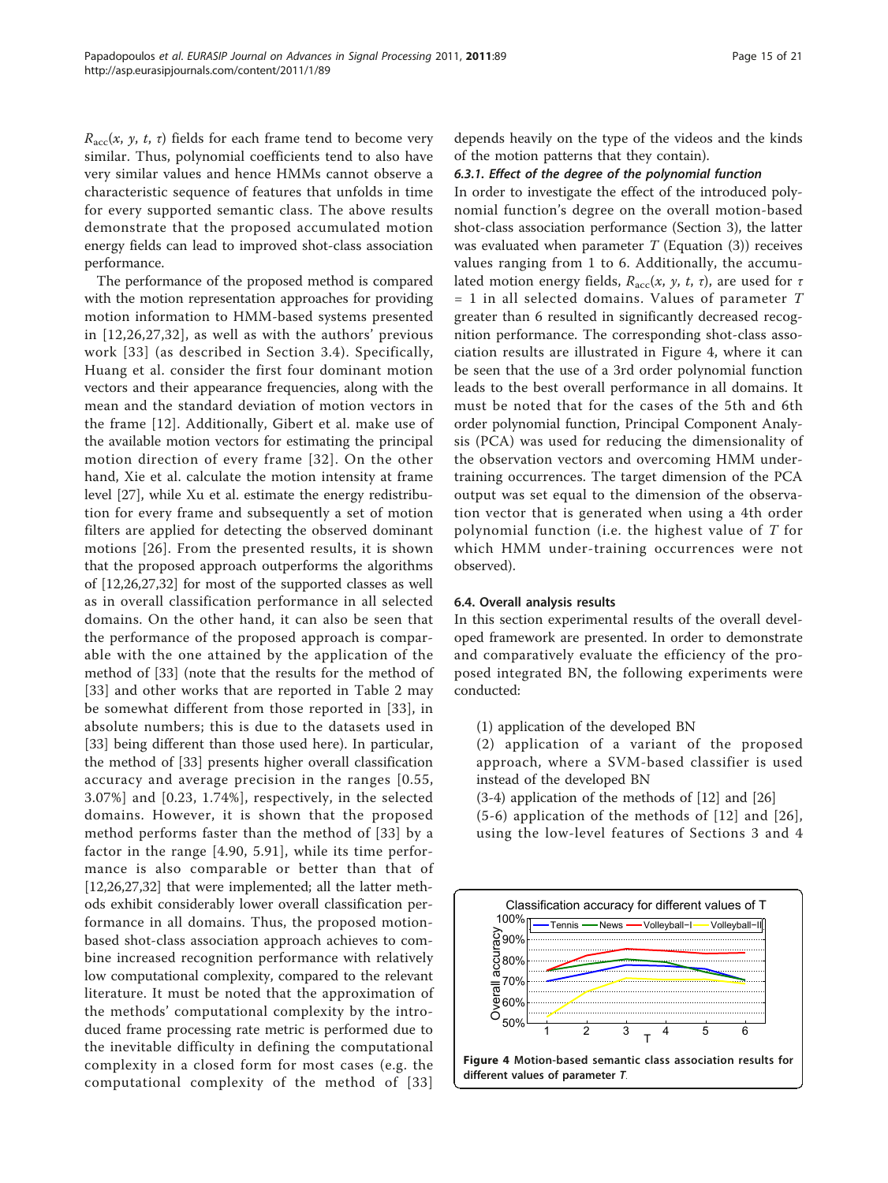$R_{acc}(x, y, t, \tau)$ fields for each frame tend to become very similar. Thus, polynomial coefficients tend to also have very similar values and hence HMMs cannot observe a characteristic sequence of features that unfolds in time for every supported semantic class. The above results demonstrate that the proposed accumulated motion energy fields can lead to improved shot-class association performance.

The performance of the proposed method is compared with the motion representation approaches for providing motion information to HMM-based systems presented in [12,26,27,32], as well as with the authors' previous work [33] (as described in Section 3.4). Specifically, Huang et al. consider the first four dominant motion vectors and their appearance frequencies, along with the mean and the standard deviation of motion vectors in the frame [12]. Additionally, Gibert et al. make use of the available motion vectors for estimating the principal motion direction of every frame [32]. On the other hand, Xie et al. calculate the motion intensity at frame level [27], while Xu et al. estimate the energy redistribution for every frame and subsequently a set of motion filters are applied for detecting the observed dominant motions [26]. From the presented results, it is shown that the proposed approach outperforms the algorithms of [12,26,27,32] for most of the supported classes as well as in overall classification performance in all selected domains. On the other hand, it can also be seen that the performance of the proposed approach is comparable with the one attained by the application of the method of [33] (note that the results for the method of [33] and other works that are reported in Table 2 may be somewhat different from those reported in [33], in absolute numbers; this is due to the datasets used in [33] being different than those used here). In particular, the method of [33] presents higher overall classification accuracy and average precision in the ranges [0.55, 3.07%] and [0.23, 1.74%], respectively, in the selected domains. However, it is shown that the proposed method performs faster than the method of [33] by a factor in the range [4.90, 5.91], while its time performance is also comparable or better than that of [12,26,27,32] that were implemented; all the latter methods exhibit considerably lower overall classification performance in all domains. Thus, the proposed motion-based shot-class association approach achieves to combine increased recognition performance with relatively low computational complexity, compared to the relevant literature. It must be noted that the approximation of the methods' computational complexity by the introduced frame processing rate metric is performed due to the inevitable difficulty in defining the computational complexity in a closed form for most cases (e.g. the computational complexity of the method of [33] depends heavily on the type of the videos and the kinds of the motion patterns that they contain).

#### 6.3.1. Effect of the degree of the polynomial function

In order to investigate the effect of the introduced polynomial function's degree on the overall motion-based shot-class association performance (Section 3), the latter was evaluated when parameter $T$ (Equation (3)) receives values ranging from 1 to 6. Additionally, the accumulated motion energy fields, $R_{acc}(x, y, t, \tau)$, are used for $\tau = 1$ in all selected domains. Values of parameter $T$ greater than 6 resulted in significantly decreased recognition performance. The corresponding shot-class association results are illustrated in Figure 4, where it can be seen that the use of a 3rd order polynomial function leads to the best overall performance in all domains. It must be noted that for the cases of the 5th and 6th order polynomial function, Principal Component Analysis (PCA) was used for reducing the dimensionality of the observation vectors and overcoming HMM under-training occurrences. The target dimension of the PCA output was set equal to the dimension of the observation vector that is generated when using a 4th order polynomial function (i.e. the highest value of $T$ for which HMM under-training occurrences were not observed).

### 6.4. Overall analysis results

In this section experimental results of the overall developed framework are presented. In order to demonstrate and comparatively evaluate the efficiency of the proposed integrated BN, the following experiments were conducted:

(1) application of the developed BN

(2) application of a variant of the proposed approach, where a SVM-based classifier is used instead of the developed BN

(3-4) application of the methods of [12] and [26]

(5-6) application of the methods of [12] and [26], using the low-level features of Sections 3 and 4

**Figure 4 Motion-based semantic class association results for different values of parameter *T*.**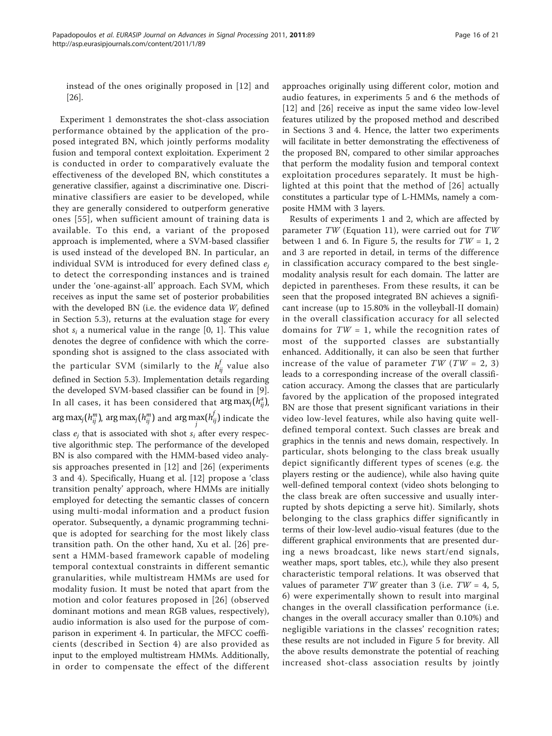instead of the ones originally proposed in [12] and [26].

Experiment 1 demonstrates the shot-class association performance obtained by the application of the proposed integrated BN, which jointly performs modality fusion and temporal context exploitation. Experiment 2 is conducted in order to comparatively evaluate the effectiveness of the developed BN, which constitutes a generative classifier, against a discriminative one. Discriminative classifiers are easier to be developed, while they are generally considered to outperform generative ones [55], when sufficient amount of training data is available. To this end, a variant of the proposed approach is implemented, where a SVM-based classifier is used instead of the developed BN. In particular, an individual SVM is introduced for every defined class $e_j$ to detect the corresponding instances and is trained under the 'one-against-all' approach. Each SVM, which receives as input the same set of posterior probabilities with the developed BN (i.e. the evidence data $W_i$ defined in Section 5.3), returns at the evaluation stage for every shot $s_i$ a numerical value in the range [0, 1]. This value denotes the degree of confidence with which the corresponding shot is assigned to the class associated with the particular SVM (similarly to the $h_{ij}^{f}$ value also defined in Section 5.3). Implementation details regarding the developed SVM-based classifier can be found in [9]. In all cases, it has been considered that $\arg\max_j(h_{ij}^{a})$, $\arg\max_j(h_{ij}^{m})$, $\arg\max_j(h_{ij}^{m})$ and $\arg\max_j(h_{ij}^{f})$ indicate the class $e_j$ that is associated with shot $s_i$ after every respective algorithmic step. The performance of the developed BN is also compared with the HMM-based video analysis approaches presented in [12] and [26] (experiments 3 and 4). Specifically, Huang et al. [12] propose a 'class transition penalty' approach, where HMMs are initially employed for detecting the semantic classes of concern using multi-modal information and a product fusion operator. Subsequently, a dynamic programming technique is adopted for searching for the most likely class transition path. On the other hand, Xu et al. [26] present a HMM-based framework capable of modeling temporal contextual constraints in different semantic granularities, while multistream HMMs are used for modality fusion. It must be noted that apart from the motion and color features proposed in [26] (observed dominant motions and mean RGB values, respectively), audio information is also used for the purpose of comparison in experiment 4. In particular, the MFCC coefficients (described in Section 4) are also provided as input to the employed multistream HMMs. Additionally, in order to compensate the effect of the different approaches originally using different color, motion and audio features, in experiments 5 and 6 the methods of [12] and [26] receive as input the same video low-level features utilized by the proposed method and described in Sections 3 and 4. Hence, the latter two experiments will facilitate in better demonstrating the effectiveness of the proposed BN, compared to other similar approaches that perform the modality fusion and temporal context exploitation procedures separately. It must be highlighted at this point that the method of [26] actually constitutes a particular type of L-HMMs, namely a composite HMM with 3 layers.

Results of experiments 1 and 2, which are affected by parameter $TW$ (Equation 11), were carried out for $TW$ between 1 and 6. In Figure 5, the results for $TW$ = 1, 2 and 3 are reported in detail, in terms of the difference in classification accuracy compared to the best single-modality analysis result for each domain. The latter are depicted in parentheses. From these results, it can be seen that the proposed integrated BN achieves a significant increase (up to 15.80% in the volleyball-II domain) in the overall classification accuracy for all selected domains for $TW$ = 1, while the recognition rates of most of the supported classes are substantially enhanced. Additionally, it can also be seen that further increase of the value of parameter $TW$ ($TW$ = 2, 3) leads to a corresponding increase of the overall classification accuracy. Among the classes that are particularly favored by the application of the proposed integrated BN are those that present significant variations in their video low-level features, while also having quite well-defined temporal context. Such classes are break and graphics in the tennis and news domain, respectively. In particular, shots belonging to the class break usually depict significantly different types of scenes (e.g. the players resting or the audience), while also having quite well-defined temporal context (video shots belonging to the class break are often successive and usually interrupted by shots depicting a serve hit). Similarly, shots belonging to the class graphics differ significantly in terms of their low-level audio-visual features (due to the different graphical environments that are presented during a news broadcast, like news start/end signals, weather maps, sport tables, etc.), while they also present characteristic temporal relations. It was observed that values of parameter $TW$ greater than 3 (i.e. $TW$ = 4, 5, 6) were experimentally shown to result into marginal changes in the overall classification performance (i.e. changes in the overall accuracy smaller than 0.10%) and negligible variations in the classes' recognition rates; these results are not included in Figure 5 for brevity. All the above results demonstrate the potential of reaching increased shot-class association results by jointly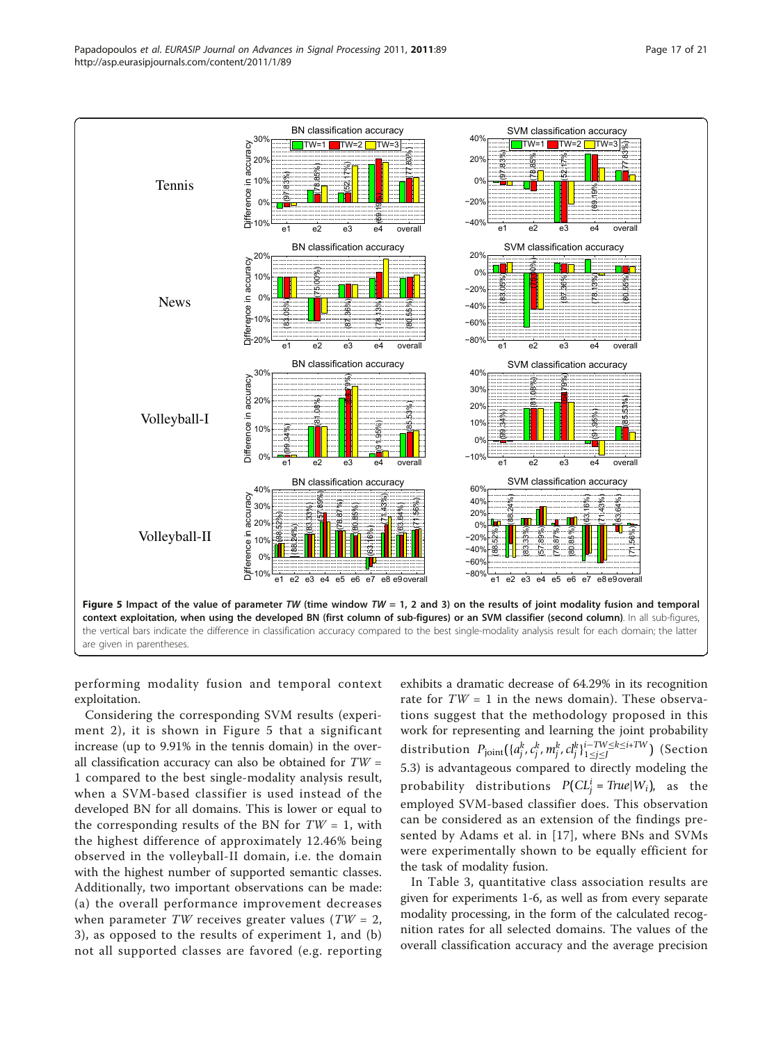Figure 5 Impact of the value of parameter *TW* (time window *TW* = 1, 2 and 3) on the results of joint modality fusion and temporal context exploitation, when using the developed BN (first column of sub-figures) or an SVM classifier (second column). In all sub-figures, the vertical bars indicate the difference in classification accuracy compared to the best single-modality analysis result for each domain; the latter are given in parentheses.

performing modality fusion and temporal context exploitation.

Considering the corresponding SVM results (experiment 2), it is shown in Figure 5 that a significant increase (up to 9.91% in the tennis domain) in the overall classification accuracy can also be obtained for $TW$ = 1 compared to the best single-modality analysis result, when a SVM-based classifier is used instead of the developed BN for all domains. This is lower or equal to the corresponding results of the BN for $TW$ = 1, with the highest difference of approximately 12.46% being observed in the volleyball-II domain, i.e. the domain with the highest number of supported semantic classes. Additionally, two important observations can be made: (a) the overall performance improvement decreases when parameter $TW$ receives greater values ($TW$ = 2, 3), as opposed to the results of experiment 1, and (b) not all supported classes are favored (e.g. reporting exhibits a dramatic decrease of 64.29% in its recognition rate for $TW$ = 1 in the news domain). These observations suggest that the methodology proposed in this work for representing and learning the joint probability distribution $P_{\text{joint}}(\{a_j^k, c_j^k, m_j^k, cl_j^k\}_{1 \leq j \leq J}^{i-TW \leq k \leq i+TW})$ (Section 5.3) is advantageous compared to directly modeling the probability distributions $P(CL_j^i = True|W_i)$, as the employed SVM-based classifier does. This observation can be considered as an extension of the findings presented by Adams et al. in [17], where BNs and SVMs were experimentally shown to be equally efficient for the task of modality fusion.

In Table 3, quantitative class association results are given for experiments 1-6, as well as from every separate modality processing, in the form of the calculated recognition rates for all selected domains. The values of the overall classification accuracy and the average precision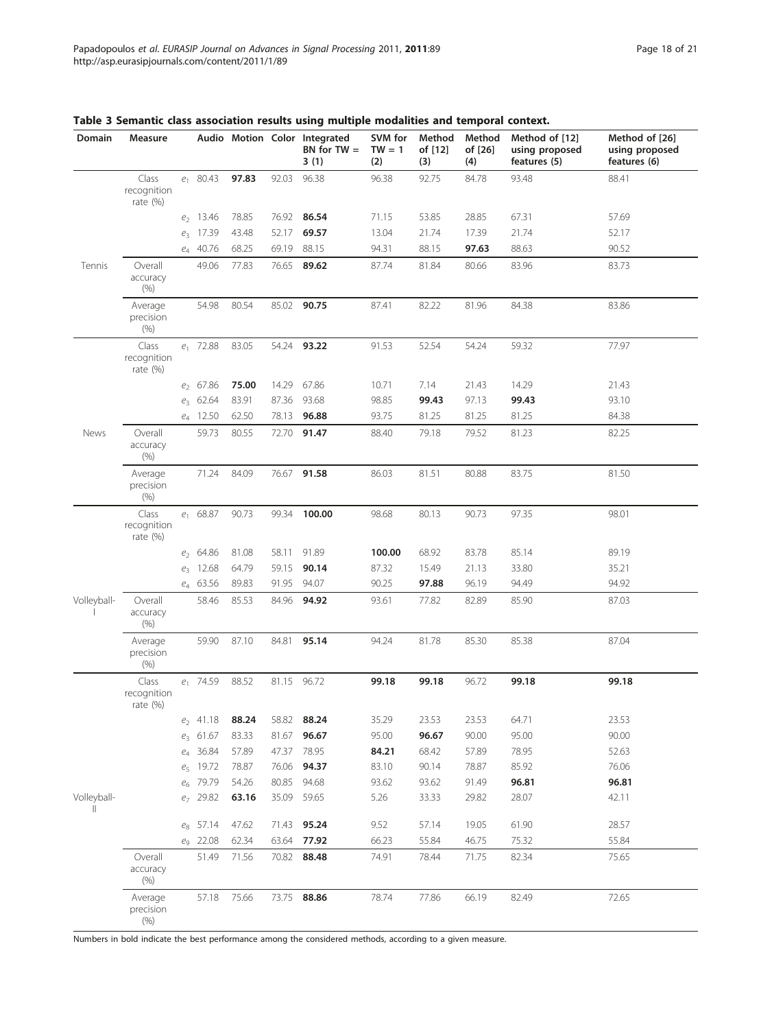**Table 3 Semantic class association results using multiple modalities and temporal context.**

| Domain | Measure | | Audio | Motion | Color | Integrated BN for TW = 3 (1) | SVM for TW = 1 (2) | Method of [12] (3) | Method of [26] (4) | Method of [12] using proposed features (5) | Method of [26] using proposed features (6) |
|---|---|---|---|---|---|---|---|---|---|---|---|
| Tennis | Class recognition rate (%) | $e_1$ | 80.43 | **97.83** | 92.03 | 96.38 | 96.38 | 92.75 | 84.78 | 93.48 | 88.41 |
| | | $e_2$ | 13.46 | 78.85 | 76.92 | **86.54** | 71.15 | 53.85 | 28.85 | 67.31 | 57.69 |
| | | $e_3$ | 17.39 | 43.48 | 52.17 | **69.57** | 13.04 | 21.74 | 17.39 | 21.74 | 52.17 |
| | | $e_4$ | 40.76 | 68.25 | 69.19 | 88.15 | 94.31 | 88.15 | **97.63** | 88.63 | 90.52 |
| | Overall accuracy (%) | | 49.06 | 77.83 | 76.65 | **89.62** | 87.74 | 81.84 | 80.66 | 83.96 | 83.73 |
| | Average precision (%) | | 54.98 | 80.54 | 85.02 | **90.75** | 87.41 | 82.22 | 81.96 | 84.38 | 83.86 |
| News | Class recognition rate (%) | $e_1$ | 72.88 | 83.05 | 54.24 | **93.22** | 91.53 | 52.54 | 54.24 | 59.32 | 77.97 |
| | | $e_2$ | 67.86 | **75.00** | 14.29 | 67.86 | 10.71 | 7.14 | 21.43 | 14.29 | 21.43 |
| | | $e_3$ | 62.64 | 83.91 | 87.36 | 93.68 | 98.85 | **99.43** | 97.13 | **99.43** | 93.10 |
| | | $e_4$ | 12.50 | 62.50 | 78.13 | **96.88** | 93.75 | 81.25 | 81.25 | 81.25 | 84.38 |
| | Overall accuracy (%) | | 59.73 | 80.55 | 72.70 | **91.47** | 88.40 | 79.18 | 79.52 | 81.23 | 82.25 |
| | Average precision (%) | | 71.24 | 84.09 | 76.67 | **91.58** | 86.03 | 81.51 | 80.88 | 83.75 | 81.50 |
| Volleyball-I | Class recognition rate (%) | $e_1$ | 68.87 | 90.73 | 99.34 | **100.00** | 98.68 | 80.13 | 90.73 | 97.35 | 98.01 |
| | | $e_2$ | 64.86 | 81.08 | 58.11 | 91.89 | **100.00** | 68.92 | 83.78 | 85.14 | 89.19 |
| | | $e_3$ | 12.68 | 64.79 | 59.15 | **90.14** | 87.32 | 15.49 | 21.13 | 33.80 | 35.21 |
| | | $e_4$ | 63.56 | 89.83 | 91.95 | 94.07 | 90.25 | **97.88** | 96.19 | 94.49 | 94.92 |
| | Overall accuracy (%) | | 58.46 | 85.53 | 84.96 | **94.92** | 93.61 | 77.82 | 82.89 | 85.90 | 87.03 |
| | Average precision (%) | | 59.90 | 87.10 | 84.81 | **95.14** | 94.24 | 81.78 | 85.30 | 85.38 | 87.04 |
| Volleyball-II | Class recognition rate (%) | $e_1$ | 74.59 | 88.52 | 81.15 | 96.72 | **99.18** | **99.18** | 96.72 | **99.18** | **99.18** |
| | | $e_2$ | 41.18 | **88.24** | 58.82 | **88.24** | 35.29 | 23.53 | 23.53 | 64.71 | 23.53 |
| | | $e_3$ | 61.67 | 83.33 | 81.67 | **96.67** | 95.00 | **96.67** | 90.00 | 95.00 | 90.00 |
| | | $e_4$ | 36.84 | 57.89 | 47.37 | 78.95 | **84.21** | 68.42 | 57.89 | 78.95 | 52.63 |
| | | $e_5$ | 19.72 | 78.87 | 76.06 | **94.37** | 83.10 | 90.14 | 78.87 | 85.92 | 76.06 |
| | | $e_6$ | 79.79 | 54.26 | 80.85 | 94.68 | 93.62 | 93.62 | 91.49 | **96.81** | **96.81** |
| | | $e_7$ | 29.82 | **63.16** | 35.09 | 59.65 | 5.26 | 33.33 | 29.82 | 28.07 | 42.11 |
| | | $e_8$ | 57.14 | 47.62 | 71.43 | **95.24** | 9.52 | 57.14 | 19.05 | 61.90 | 28.57 |
| | | $e_9$ | 22.08 | 62.34 | 63.64 | **77.92** | 66.23 | 55.84 | 46.75 | 75.32 | 55.84 |
| | Overall accuracy (%) | | 51.49 | 71.56 | 70.82 | **88.48** | 74.91 | 78.44 | 71.75 | 82.34 | 75.65 |
| | Average precision (%) | | 57.18 | 75.66 | 73.75 | **88.86** | 78.74 | 77.86 | 66.19 | 82.49 | 72.65 |

Numbers in bold indicate the best performance among the considered methods, according to a given measure.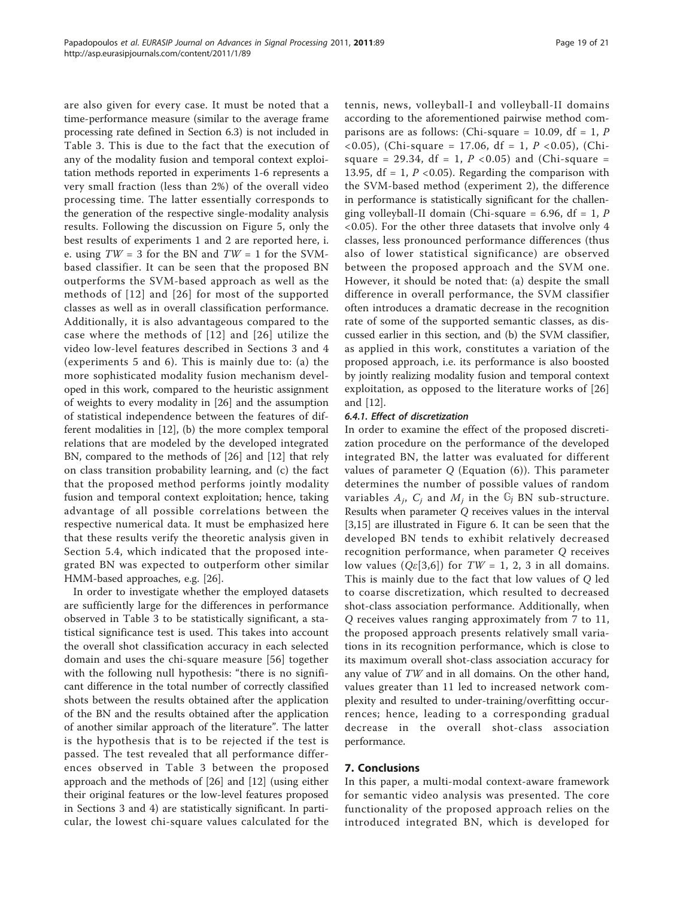are also given for every case. It must be noted that a time-performance measure (similar to the average frame processing rate defined in Section 6.3) is not included in Table 3. This is due to the fact that the execution of any of the modality fusion and temporal context exploitation methods reported in experiments 1-6 represents a very small fraction (less than 2%) of the overall video processing time. The latter essentially corresponds to the generation of the respective single-modality analysis results. Following the discussion on Figure 5, only the best results of experiments 1 and 2 are reported here, i.e. using $TW = 3$ for the BN and $TW = 1$ for the SVM-based classifier. It can be seen that the proposed BN outperforms the SVM-based approach as well as the methods of [12] and [26] for most of the supported classes as well as in overall classification performance. Additionally, it is also advantageous compared to the case where the methods of [12] and [26] utilize the video low-level features described in Sections 3 and 4 (experiments 5 and 6). This is mainly due to: (a) the more sophisticated modality fusion mechanism developed in this work, compared to the heuristic assignment of weights to every modality in [26] and the assumption of statistical independence between the features of different modalities in [12], (b) the more complex temporal relations that are modeled by the developed integrated BN, compared to the methods of [26] and [12] that rely on class transition probability learning, and (c) the fact that the proposed method performs jointly modality fusion and temporal context exploitation; hence, taking advantage of all possible correlations between the respective numerical data. It must be emphasized here that these results verify the theoretic analysis given in Section 5.4, which indicated that the proposed integrated BN was expected to outperform other similar HMM-based approaches, e.g. [26].

In order to investigate whether the employed datasets are sufficiently large for the differences in performance observed in Table 3 to be statistically significant, a statistical significance test is used. This takes into account the overall shot classification accuracy in each selected domain and uses the chi-square measure [56] together with the following null hypothesis: "there is no significant difference in the total number of correctly classified shots between the results obtained after the application of the BN and the results obtained after the application of another similar approach of the literature". The latter is the hypothesis that is to be rejected if the test is passed. The test revealed that all performance differences observed in Table 3 between the proposed approach and the methods of [26] and [12] (using either their original features or the low-level features proposed in Sections 3 and 4) are statistically significant. In particular, the lowest chi-square values calculated for the tennis, news, volleyball-I and volleyball-II domains according to the aforementioned pairwise method comparisons are as follows: (Chi-square = 10.09, df = 1, $P < 0.05$), (Chi-square = 17.06, df = 1, $P < 0.05$), (Chi-square = 29.34, df = 1, $P < 0.05$) and (Chi-square = 13.95, df = 1, $P < 0.05$). Regarding the comparison with the SVM-based method (experiment 2), the difference in performance is statistically significant for the challenging volleyball-II domain (Chi-square = 6.96, df = 1, $P < 0.05$). For the other three datasets that involve only 4 classes, less pronounced performance differences (thus also of lower statistical significance) are observed between the proposed approach and the SVM one. However, it should be noted that: (a) despite the small difference in overall performance, the SVM classifier often introduces a dramatic decrease in the recognition rate of some of the supported semantic classes, as discussed earlier in this section, and (b) the SVM classifier, as applied in this work, constitutes a variation of the proposed approach, i.e. its performance is also boosted by jointly realizing modality fusion and temporal context exploitation, as opposed to the literature works of [26] and [12].

#### 6.4.1. Effect of discretization

In order to examine the effect of the proposed discretization procedure on the performance of the developed integrated BN, the latter was evaluated for different values of parameter $Q$ (Equation (6)). This parameter determines the number of possible values of random variables $A_j$, $C_j$ and $M_j$ in the $\mathbb{G}_j$ BN sub-structure. Results when parameter $Q$ receives values in the interval [3,15] are illustrated in Figure 6. It can be seen that the developed BN tends to exhibit relatively decreased recognition performance, when parameter $Q$ receives low values ($Q\varepsilon[3,6]$) for $TW = 1, 2, 3$ in all domains. This is mainly due to the fact that low values of $Q$ led to coarse discretization, which resulted to decreased shot-class association performance. Additionally, when $Q$ receives values ranging approximately from 7 to 11, the proposed approach presents relatively small variations in its recognition performance, which is close to its maximum overall shot-class association accuracy for any value of $TW$ and in all domains. On the other hand, values greater than 11 led to increased network complexity and resulted to under-training/overfitting occurrences; hence, leading to a corresponding gradual decrease in the overall shot-class association performance.

## 7. Conclusions

In this paper, a multi-modal context-aware framework for semantic video analysis was presented. The core functionality of the proposed approach relies on the introduced integrated BN, which is developed for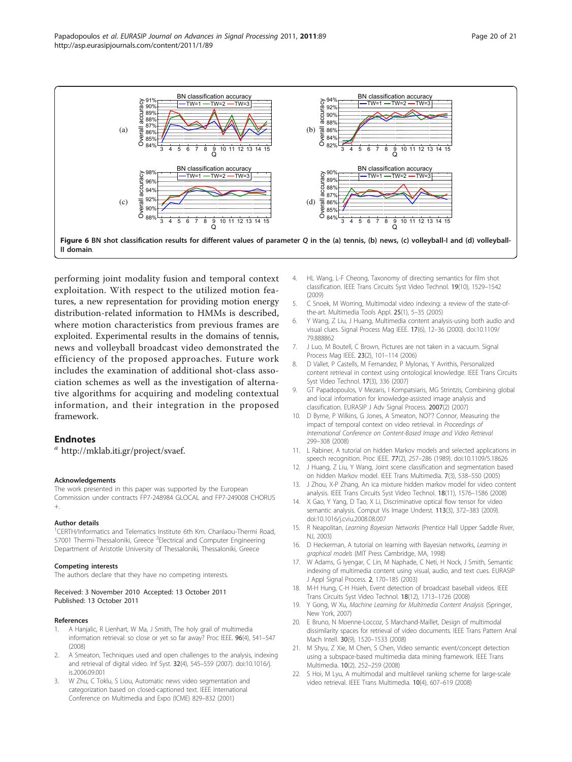Figure 6 BN shot classification results for different values of parameter $Q$ in the (a) tennis, (b) news, (c) volleyball-I and (d) volleyball-II domain.

performing joint modality fusion and temporal context exploitation. With respect to the utilized motion features, a new representation for providing motion energy distribution-related information to HMMs is described, where motion characteristics from previous frames are exploited. Experimental results in the domains of tennis, news and volleyball broadcast video demonstrated the efficiency of the proposed approaches. Future work includes the examination of additional shot-class association schemes as well as the investigation of alternative algorithms for acquiring and modeling contextual information, and their integration in the proposed framework.

## Endnotes

[a] http://mklab.iti.gr/project/svaef.

#### Acknowledgements

The work presented in this paper was supported by the European Commission under contracts FP7-248984 GLOCAL and FP7-249008 CHORUS +.

#### Author details

[1]CERTH/Informatics and Telematics Institute 6th Km. Charilaou-Thermi Road, 57001 Thermi-Thessaloniki, Greece [2]Electrical and Computer Engineering Department of Aristotle University of Thessaloniki, Thessaloniki, Greece

#### Competing interests

The authors declare that they have no competing interests.

Received: 3 November 2010 Accepted: 13 October 2011
Published: 13 October 2011

#### References

1. A Hanjalic, R Lienhart, W Ma, J Smith, The holy grail of multimedia information retrieval: so close or yet so far away? Proc IEEE. **96**(4), 541–547 (2008)
2. A Smeaton, Techniques used and open challenges to the analysis, indexing and retrieval of digital video. Inf Syst. **32**(4), 545–559 (2007). doi:10.1016/j.is.2006.09.001
3. W Zhu, C Toklu, S Liou, Automatic news video segmentation and categorization based on closed-captioned text. IEEE International Conference on Multimedia and Expo (ICME) 829–832 (2001)
4. HL Wang, L-F Cheong, Taxonomy of directing semantics for film shot classification. IEEE Trans Circuits Syst Video Technol. **19**(10), 1529–1542 (2009)
5. C Snoek, M Worring, Multimodal video indexing: a review of the state-of-the-art. Multimedia Tools Appl. **25**(1), 5–35 (2005)
6. Y Wang, Z Liu, J Huang, Multimedia content analysis-using both audio and visual clues. Signal Process Mag IEEE. **17**(6), 12–36 (2000). doi:10.1109/79.888862
7. J Luo, M Boutell, C Brown, Pictures are not taken in a vacuum. Signal Process Mag IEEE. **23**(2), 101–114 (2006)
8. D Vallet, P Castells, M Fernandez, P Mylonas, Y Avrithis, Personalized content retrieval in context using ontological knowledge. IEEE Trans Circuits Syst Video Technol. **17**(3), 336 (2007)
9. GT Papadopoulos, V Mezaris, I Kompatsiaris, MG Strintzis, Combining global and local information for knowledge-assisted image analysis and classification. EURASIP J Adv Signal Process. **2007**(2) (2007)
10. D Byrne, P Wilkins, G Jones, A Smeaton, NO?'? Connor, Measuring the impact of temporal context on video retrieval. in *Proceedings of International Conference on Content-Based Image and Video Retrieval* 299–308 (2008)
11. L Rabiner, A tutorial on hidden Markov models and selected applications in speech recognition. Proc IEEE. **77**(2), 257–286 (1989). doi:10.1109/5.18626
12. J Huang, Z Liu, Y Wang, Joint scene classification and segmentation based on hidden Markov model. IEEE Trans Multimedia. **7**(3), 538–550 (2005)
13. J Zhou, X-P Zhang, An ica mixture hidden markov model for video content analysis. IEEE Trans Circuits Syst Video Technol. **18**(11), 1576–1586 (2008)
14. X Gao, Y Yang, D Tao, X Li, Discriminative optical flow tensor for video semantic analysis. Comput Vis Image Underst. **113**(3), 372–383 (2009). doi:10.1016/j.cviu.2008.08.007
15. R Neapolitan, *Learning Bayesian Networks* (Prentice Hall Upper Saddle River, NJ, 2003)
16. D Heckerman, A tutorial on learning with Bayesian networks, *Learning in graphical models* (MIT Press Cambridge, MA, 1998)
17. W Adams, G Iyengar, C Lin, M Naphade, C Neti, H Nock, J Smith, Semantic indexing of multimedia content using visual, audio, and text cues. EURASIP J Appl Signal Process. **2**, 170–185 (2003)
18. M-H Hung, C-H Hsieh, Event detection of broadcast baseball videos. IEEE Trans Circuits Syst Video Technol. **18**(12), 1713–1726 (2008)
19. Y Gong, W Xu, *Machine Learning for Multimedia Content Analysis* (Springer, New York, 2007)
20. E Bruno, N Moenne-Loccoz, S Marchand-Maillet, Design of multimodal dissimilarity spaces for retrieval of video documents. IEEE Trans Pattern Anal Mach Intell. **30**(9), 1520–1533 (2008)
21. M Shyu, Z Xie, M Chen, S Chen, Video semantic event/concept detection using a subspace-based multimedia data mining framework. IEEE Trans Multimedia. **10**(2), 252–259 (2008)
22. S Hoi, M Lyu, A multimodal and multilevel ranking scheme for large-scale video retrieval. IEEE Trans Multimedia. **10**(4), 607–619 (2008)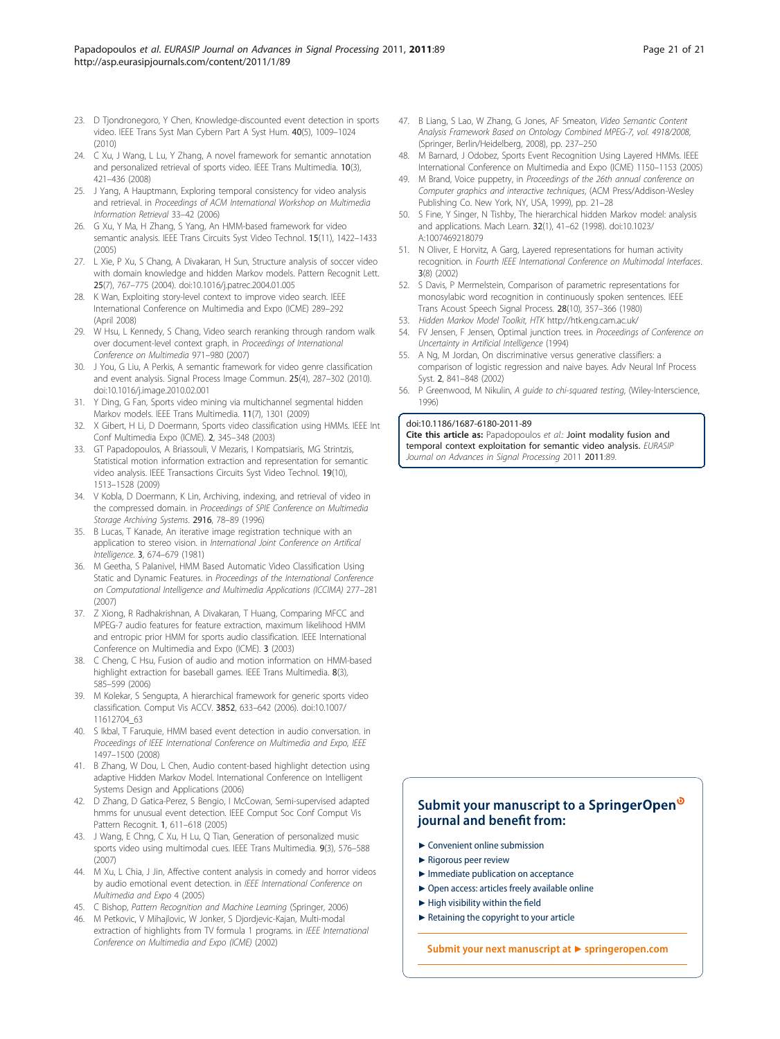23. D Tjondronegoro, Y Chen, Knowledge-discounted event detection in sports video. IEEE Trans Syst Man Cybern Part A Syst Hum. **40**(5), 1009–1024 (2010)
24. C Xu, J Wang, L Lu, Y Zhang, A novel framework for semantic annotation and personalized retrieval of sports video. IEEE Trans Multimedia. **10**(3), 421–436 (2008)
25. J Yang, A Hauptmann, Exploring temporal consistency for video analysis and retrieval. in *Proceedings of ACM International Workshop on Multimedia Information Retrieval* 33–42 (2006)
26. G Xu, Y Ma, H Zhang, S Yang, An HMM-based framework for video semantic analysis. IEEE Trans Circuits Syst Video Technol. **15**(11), 1422–1433 (2005)
27. L Xie, P Xu, S Chang, A Divakaran, H Sun, Structure analysis of soccer video with domain knowledge and hidden Markov models. Pattern Recognit Lett. **25**(7), 767–775 (2004). doi:10.1016/j.patrec.2004.01.005
28. K Wan, Exploiting story-level context to improve video search. IEEE International Conference on Multimedia and Expo (ICME) 289–292 (April 2008)
29. W Hsu, L Kennedy, S Chang, Video search reranking through random walk over document-level context graph. in *Proceedings of International Conference on Multimedia* 971–980 (2007)
30. J You, G Liu, A Perkis, A semantic framework for video genre classification and event analysis. Signal Process Image Commun. **25**(4), 287–302 (2010). doi:10.1016/j.image.2010.02.001
31. Y Ding, G Fan, Sports video mining via multichannel segmental hidden Markov models. IEEE Trans Multimedia. **11**(7), 1301 (2009)
32. X Gibert, H Li, D Doermann, Sports video classification using HMMs. IEEE Int Conf Multimedia Expo (ICME). **2**, 345–348 (2003)
33. GT Papadopoulos, A Briassouli, V Mezaris, I Kompatsiaris, MG Strintzis, Statistical motion information extraction and representation for semantic video analysis. IEEE Transactions Circuits Syst Video Technol. **19**(10), 1513–1528 (2009)
34. V Kobla, D Doermann, K Lin, Archiving, indexing, and retrieval of video in the compressed domain. in *Proceedings of SPIE Conference on Multimedia Storage Archiving Systems*. **2916**, 78–89 (1996)
35. B Lucas, T Kanade, An iterative image registration technique with an application to stereo vision. in *International Joint Conference on Artifical Intelligence*. **3**, 674–679 (1981)
36. M Geetha, S Palanivel, HMM Based Automatic Video Classification Using Static and Dynamic Features. in *Proceedings of the International Conference on Computational Intelligence and Multimedia Applications (ICCIMA)* 277–281 (2007)
37. Z Xiong, R Radhakrishnan, A Divakaran, T Huang, Comparing MFCC and MPEG-7 audio features for feature extraction, maximum likelihood HMM and entropic prior HMM for sports audio classification. IEEE International Conference on Multimedia and Expo (ICME). **3** (2003)
38. C Cheng, C Hsu, Fusion of audio and motion information on HMM-based highlight extraction for baseball games. IEEE Trans Multimedia. **8**(3), 585–599 (2006)
39. M Kolekar, S Sengupta, A hierarchical framework for generic sports video classification. Comput Vis ACCV. **3852**, 633–642 (2006). doi:10.1007/11612704_63
40. S Ikbal, T Faruquie, HMM based event detection in audio conversation. in *Proceedings of IEEE International Conference on Multimedia and Expo, IEEE* 1497–1500 (2008)
41. B Zhang, W Dou, L Chen, Audio content-based highlight detection using adaptive Hidden Markov Model. International Conference on Intelligent Systems Design and Applications (2006)
42. D Zhang, D Gatica-Perez, S Bengio, I McCowan, Semi-supervised adapted hmms for unusual event detection. IEEE Comput Soc Conf Comput Vis Pattern Recognit. **1**, 611–618 (2005)
43. J Wang, E Chng, C Xu, H Lu, Q Tian, Generation of personalized music sports video using multimodal cues. IEEE Trans Multimedia. **9**(3), 576–588 (2007)
44. M Xu, L Chia, J Jin, Affective content analysis in comedy and horror videos by audio emotional event detection. in *IEEE International Conference on Multimedia and Expo* 4 (2005)
45. C Bishop, *Pattern Recognition and Machine Learning* (Springer, 2006)
46. M Petkovic, V Mihajlovic, W Jonker, S Djordjevic-Kajan, Multi-modal extraction of highlights from TV formula 1 programs. in *IEEE International Conference on Multimedia and Expo (ICME)* (2002)
47. B Liang, S Lao, W Zhang, G Jones, AF Smeaton, *Video Semantic Content Analysis Framework Based on Ontology Combined MPEG-7, vol. 4918/2008*, (Springer, Berlin/Heidelberg, 2008), pp. 237–250
48. M Barnard, J Odobez, Sports Event Recognition Using Layered HMMs. IEEE International Conference on Multimedia and Expo (ICME) 1150–1153 (2005)
49. M Brand, Voice puppetry, in *Proceedings of the 26th annual conference on Computer graphics and interactive techniques*, (ACM Press/Addison-Wesley Publishing Co. New York, NY, USA, 1999), pp. 21–28
50. S Fine, Y Singer, N Tishby, The hierarchical hidden Markov model: analysis and applications. Mach Learn. **32**(1), 41–62 (1998). doi:10.1023/A:1007469218079
51. N Oliver, E Horvitz, A Garg, Layered representations for human activity recognition. in *Fourth IEEE International Conference on Multimodal Interfaces*. **3**(8) (2002)
52. S Davis, P Mermelstein, Comparison of parametric representations for monosylabic word recognition in continuously spoken sentences. IEEE Trans Acoust Speech Signal Process. **28**(10), 357–366 (1980)
53. *Hidden Markov Model Toolkit, HTK* http://htk.eng.cam.ac.uk/
54. FV Jensen, F Jensen, Optimal junction trees. in *Proceedings of Conference on Uncertainty in Artificial Intelligence* (1994)
55. A Ng, M Jordan, On discriminative versus generative classifiers: a comparison of logistic regression and naive bayes. Adv Neural Inf Process Syst. **2**, 841–848 (2002)
56. P Greenwood, M Nikulin, *A guide to chi-squared testing*, (Wiley-Interscience, 1996)

doi:10.1186/1687-6180-2011-89
**Cite this article as:** Papadopoulos *et al.*: Joint modality fusion and temporal context exploitation for semantic video analysis. *EURASIP Journal on Advances in Signal Processing* 2011 **2011**:89.

**Submit your manuscript to a SpringerOpen journal and benefit from:**

- ► Convenient online submission
- ► Rigorous peer review
- ► Immediate publication on acceptance
- ► Open access: articles freely available online
- ► High visibility within the field
- ► Retaining the copyright to your article

**Submit your next manuscript at ► springeropen.com**